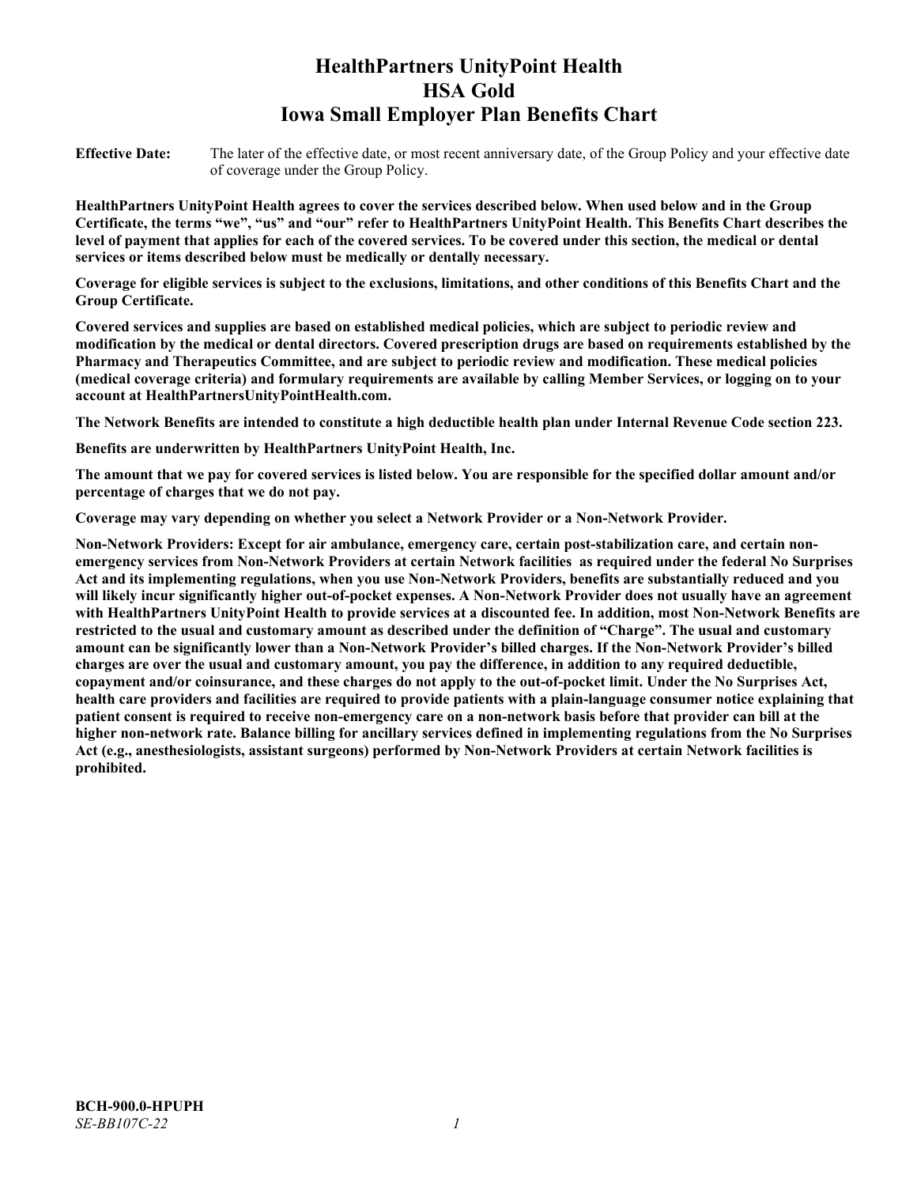# HealthPartners UnityPoint Health
# HSA Gold
# Iowa Small Employer Plan Benefits Chart

**Effective Date:** The later of the effective date, or most recent anniversary date, of the Group Policy and your effective date of coverage under the Group Policy.

**HealthPartners UnityPoint Health agrees to cover the services described below. When used below and in the Group Certificate, the terms "we", "us" and "our" refer to HealthPartners UnityPoint Health. This Benefits Chart describes the level of payment that applies for each of the covered services. To be covered under this section, the medical or dental services or items described below must be medically or dentally necessary.**

**Coverage for eligible services is subject to the exclusions, limitations, and other conditions of this Benefits Chart and the Group Certificate.**

**Covered services and supplies are based on established medical policies, which are subject to periodic review and modification by the medical or dental directors. Covered prescription drugs are based on requirements established by the Pharmacy and Therapeutics Committee, and are subject to periodic review and modification. These medical policies (medical coverage criteria) and formulary requirements are available by calling Member Services, or logging on to your account at HealthPartnersUnityPointHealth.com.**

**The Network Benefits are intended to constitute a high deductible health plan under Internal Revenue Code section 223.**

**Benefits are underwritten by HealthPartners UnityPoint Health, Inc.**

**The amount that we pay for covered services is listed below. You are responsible for the specified dollar amount and/or percentage of charges that we do not pay.**

**Coverage may vary depending on whether you select a Network Provider or a Non-Network Provider.**

**Non-Network Providers: Except for air ambulance, emergency care, certain post-stabilization care, and certain non-emergency services from Non-Network Providers at certain Network facilities as required under the federal No Surprises Act and its implementing regulations, when you use Non-Network Providers, benefits are substantially reduced and you will likely incur significantly higher out-of-pocket expenses. A Non-Network Provider does not usually have an agreement with HealthPartners UnityPoint Health to provide services at a discounted fee. In addition, most Non-Network Benefits are restricted to the usual and customary amount as described under the definition of "Charge". The usual and customary amount can be significantly lower than a Non-Network Provider's billed charges. If the Non-Network Provider's billed charges are over the usual and customary amount, you pay the difference, in addition to any required deductible, copayment and/or coinsurance, and these charges do not apply to the out-of-pocket limit. Under the No Surprises Act, health care providers and facilities are required to provide patients with a plain-language consumer notice explaining that patient consent is required to receive non-emergency care on a non-network basis before that provider can bill at the higher non-network rate. Balance billing for ancillary services defined in implementing regulations from the No Surprises Act (e.g., anesthesiologists, assistant surgeons) performed by Non-Network Providers at certain Network facilities is prohibited.**

**BCH-900.0-HPUPH**
*SE-BB107C-22*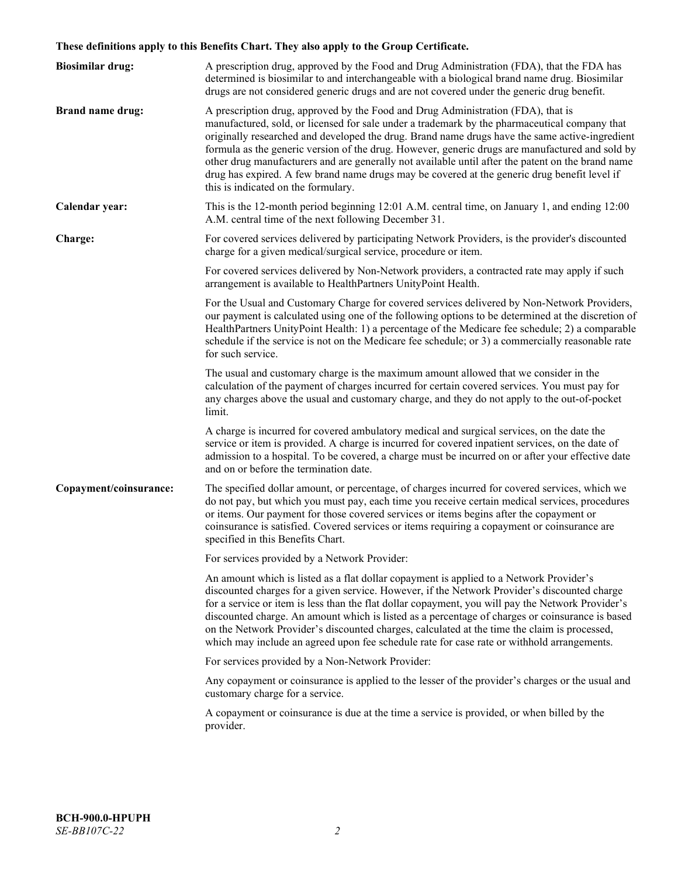**These definitions apply to this Benefits Chart. They also apply to the Group Certificate.**

**Biosimilar drug:** A prescription drug, approved by the Food and Drug Administration (FDA), that the FDA has determined is biosimilar to and interchangeable with a biological brand name drug. Biosimilar drugs are not considered generic drugs and are not covered under the generic drug benefit.

**Brand name drug:** A prescription drug, approved by the Food and Drug Administration (FDA), that is manufactured, sold, or licensed for sale under a trademark by the pharmaceutical company that originally researched and developed the drug. Brand name drugs have the same active-ingredient formula as the generic version of the drug. However, generic drugs are manufactured and sold by other drug manufacturers and are generally not available until after the patent on the brand name drug has expired. A few brand name drugs may be covered at the generic drug benefit level if this is indicated on the formulary.

**Calendar year:** This is the 12-month period beginning 12:01 A.M. central time, on January 1, and ending 12:00 A.M. central time of the next following December 31.

**Charge:** For covered services delivered by participating Network Providers, is the provider's discounted charge for a given medical/surgical service, procedure or item.

For covered services delivered by Non-Network providers, a contracted rate may apply if such arrangement is available to HealthPartners UnityPoint Health.

For the Usual and Customary Charge for covered services delivered by Non-Network Providers, our payment is calculated using one of the following options to be determined at the discretion of HealthPartners UnityPoint Health: 1) a percentage of the Medicare fee schedule; 2) a comparable schedule if the service is not on the Medicare fee schedule; or 3) a commercially reasonable rate for such service.

The usual and customary charge is the maximum amount allowed that we consider in the calculation of the payment of charges incurred for certain covered services. You must pay for any charges above the usual and customary charge, and they do not apply to the out-of-pocket limit.

A charge is incurred for covered ambulatory medical and surgical services, on the date the service or item is provided. A charge is incurred for covered inpatient services, on the date of admission to a hospital. To be covered, a charge must be incurred on or after your effective date and on or before the termination date.

**Copayment/coinsurance:** The specified dollar amount, or percentage, of charges incurred for covered services, which we do not pay, but which you must pay, each time you receive certain medical services, procedures or items. Our payment for those covered services or items begins after the copayment or coinsurance is satisfied. Covered services or items requiring a copayment or coinsurance are specified in this Benefits Chart.

For services provided by a Network Provider:

An amount which is listed as a flat dollar copayment is applied to a Network Provider's discounted charges for a given service. However, if the Network Provider's discounted charge for a service or item is less than the flat dollar copayment, you will pay the Network Provider's discounted charge. An amount which is listed as a percentage of charges or coinsurance is based on the Network Provider's discounted charges, calculated at the time the claim is processed, which may include an agreed upon fee schedule rate for case rate or withhold arrangements.

For services provided by a Non-Network Provider:

Any copayment or coinsurance is applied to the lesser of the provider's charges or the usual and customary charge for a service.

A copayment or coinsurance is due at the time a service is provided, or when billed by the provider.

**BCH-900.0-HPUPH**
*SE-BB107C-22*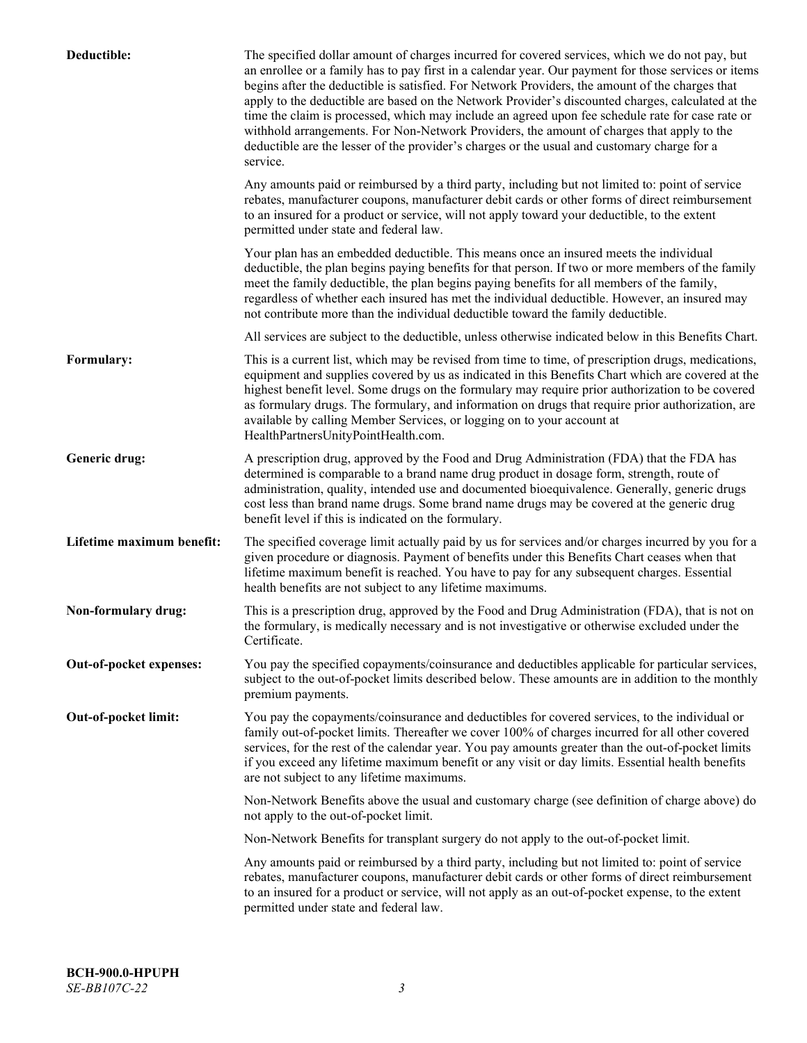**Deductible:** The specified dollar amount of charges incurred for covered services, which we do not pay, but an enrollee or a family has to pay first in a calendar year. Our payment for those services or items begins after the deductible is satisfied. For Network Providers, the amount of the charges that apply to the deductible are based on the Network Provider's discounted charges, calculated at the time the claim is processed, which may include an agreed upon fee schedule rate for case rate or withhold arrangements. For Non-Network Providers, the amount of charges that apply to the deductible are the lesser of the provider's charges or the usual and customary charge for a service.

Any amounts paid or reimbursed by a third party, including but not limited to: point of service rebates, manufacturer coupons, manufacturer debit cards or other forms of direct reimbursement to an insured for a product or service, will not apply toward your deductible, to the extent permitted under state and federal law.

Your plan has an embedded deductible. This means once an insured meets the individual deductible, the plan begins paying benefits for that person. If two or more members of the family meet the family deductible, the plan begins paying benefits for all members of the family, regardless of whether each insured has met the individual deductible. However, an insured may not contribute more than the individual deductible toward the family deductible.

All services are subject to the deductible, unless otherwise indicated below in this Benefits Chart.

**Formulary:** This is a current list, which may be revised from time to time, of prescription drugs, medications, equipment and supplies covered by us as indicated in this Benefits Chart which are covered at the highest benefit level. Some drugs on the formulary may require prior authorization to be covered as formulary drugs. The formulary, and information on drugs that require prior authorization, are available by calling Member Services, or logging on to your account at HealthPartnersUnityPointHealth.com.

**Generic drug:** A prescription drug, approved by the Food and Drug Administration (FDA) that the FDA has determined is comparable to a brand name drug product in dosage form, strength, route of administration, quality, intended use and documented bioequivalence. Generally, generic drugs cost less than brand name drugs. Some brand name drugs may be covered at the generic drug benefit level if this is indicated on the formulary.

**Lifetime maximum benefit:** The specified coverage limit actually paid by us for services and/or charges incurred by you for a given procedure or diagnosis. Payment of benefits under this Benefits Chart ceases when that lifetime maximum benefit is reached. You have to pay for any subsequent charges. Essential health benefits are not subject to any lifetime maximums.

**Non-formulary drug:** This is a prescription drug, approved by the Food and Drug Administration (FDA), that is not on the formulary, is medically necessary and is not investigative or otherwise excluded under the Certificate.

**Out-of-pocket expenses:** You pay the specified copayments/coinsurance and deductibles applicable for particular services, subject to the out-of-pocket limits described below. These amounts are in addition to the monthly premium payments.

**Out-of-pocket limit:** You pay the copayments/coinsurance and deductibles for covered services, to the individual or family out-of-pocket limits. Thereafter we cover 100% of charges incurred for all other covered services, for the rest of the calendar year. You pay amounts greater than the out-of-pocket limits if you exceed any lifetime maximum benefit or any visit or day limits. Essential health benefits are not subject to any lifetime maximums.

Non-Network Benefits above the usual and customary charge (see definition of charge above) do not apply to the out-of-pocket limit.

Non-Network Benefits for transplant surgery do not apply to the out-of-pocket limit.

Any amounts paid or reimbursed by a third party, including but not limited to: point of service rebates, manufacturer coupons, manufacturer debit cards or other forms of direct reimbursement to an insured for a product or service, will not apply as an out-of-pocket expense, to the extent permitted under state and federal law.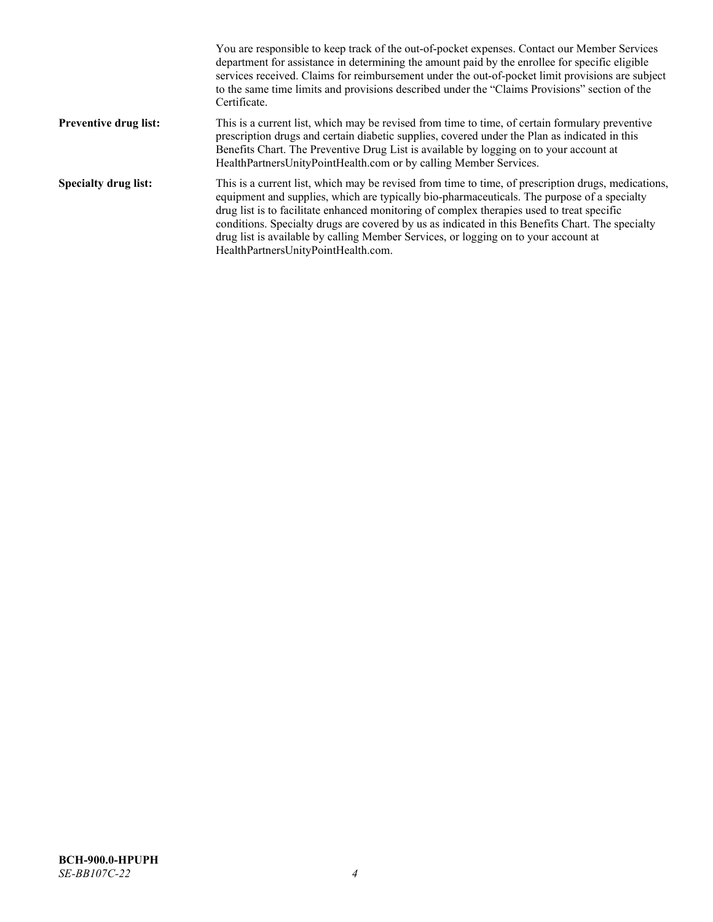You are responsible to keep track of the out-of-pocket expenses. Contact our Member Services department for assistance in determining the amount paid by the enrollee for specific eligible services received. Claims for reimbursement under the out-of-pocket limit provisions are subject to the same time limits and provisions described under the "Claims Provisions" section of the Certificate.

**Preventive drug list:** This is a current list, which may be revised from time to time, of certain formulary preventive prescription drugs and certain diabetic supplies, covered under the Plan as indicated in this Benefits Chart. The Preventive Drug List is available by logging on to your account at HealthPartnersUnityPointHealth.com or by calling Member Services.

**Specialty drug list:** This is a current list, which may be revised from time to time, of prescription drugs, medications, equipment and supplies, which are typically bio-pharmaceuticals. The purpose of a specialty drug list is to facilitate enhanced monitoring of complex therapies used to treat specific conditions. Specialty drugs are covered by us as indicated in this Benefits Chart. The specialty drug list is available by calling Member Services, or logging on to your account at HealthPartnersUnityPointHealth.com.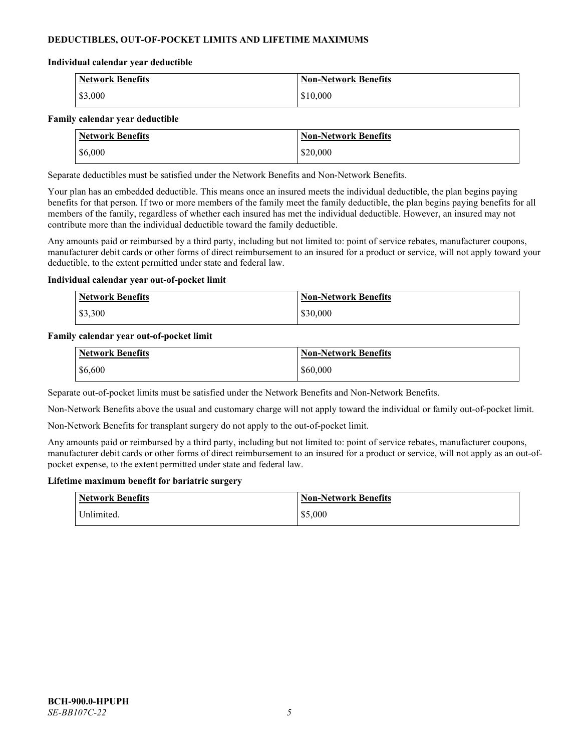## DEDUCTIBLES, OUT-OF-POCKET LIMITS AND LIFETIME MAXIMUMS

### Individual calendar year deductible

| Network Benefits | Non-Network Benefits |
|---|---|
| $3,000 | $10,000 |

### Family calendar year deductible

| Network Benefits | Non-Network Benefits |
|---|---|
| $6,000 | $20,000 |

Separate deductibles must be satisfied under the Network Benefits and Non-Network Benefits.

Your plan has an embedded deductible. This means once an insured meets the individual deductible, the plan begins paying benefits for that person. If two or more members of the family meet the family deductible, the plan begins paying benefits for all members of the family, regardless of whether each insured has met the individual deductible. However, an insured may not contribute more than the individual deductible toward the family deductible.

Any amounts paid or reimbursed by a third party, including but not limited to: point of service rebates, manufacturer coupons, manufacturer debit cards or other forms of direct reimbursement to an insured for a product or service, will not apply toward your deductible, to the extent permitted under state and federal law.

### Individual calendar year out-of-pocket limit

| Network Benefits | Non-Network Benefits |
|---|---|
| $3,300 | $30,000 |

### Family calendar year out-of-pocket limit

| Network Benefits | Non-Network Benefits |
|---|---|
| $6,600 | $60,000 |

Separate out-of-pocket limits must be satisfied under the Network Benefits and Non-Network Benefits.

Non-Network Benefits above the usual and customary charge will not apply toward the individual or family out-of-pocket limit.

Non-Network Benefits for transplant surgery do not apply to the out-of-pocket limit.

Any amounts paid or reimbursed by a third party, including but not limited to: point of service rebates, manufacturer coupons, manufacturer debit cards or other forms of direct reimbursement to an insured for a product or service, will not apply as an out-of-pocket expense, to the extent permitted under state and federal law.

### Lifetime maximum benefit for bariatric surgery

| Network Benefits | Non-Network Benefits |
|---|---|
| Unlimited. | $5,000 |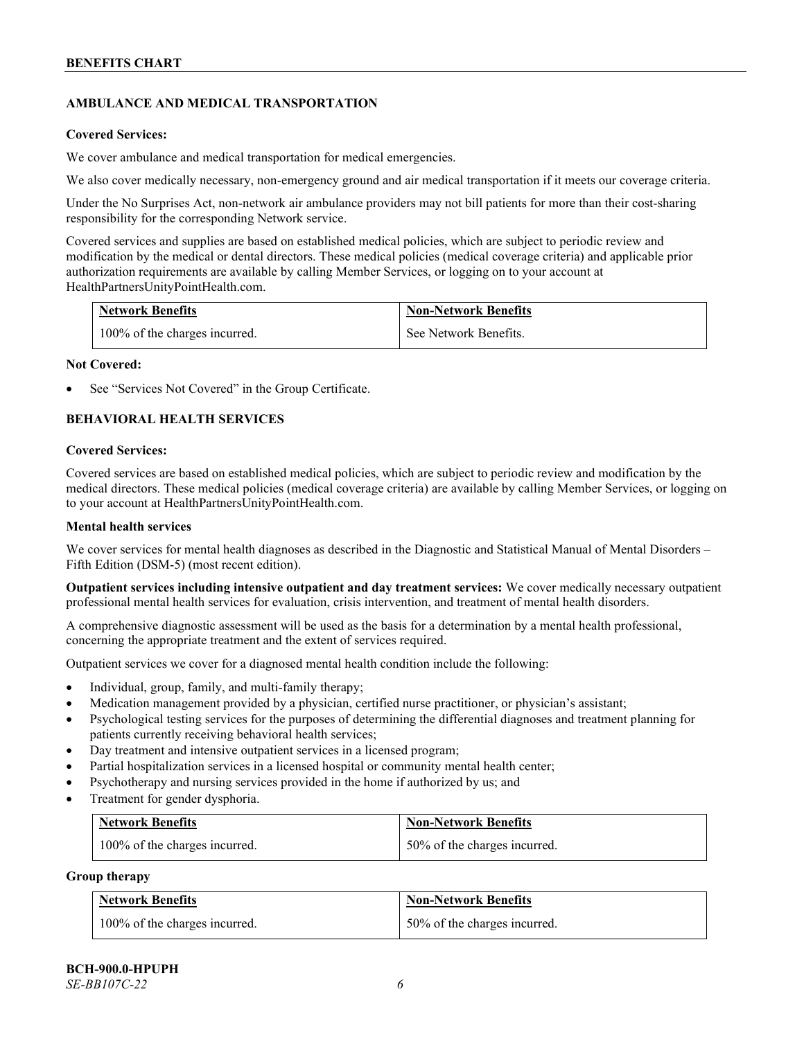## AMBULANCE AND MEDICAL TRANSPORTATION

**Covered Services:**

We cover ambulance and medical transportation for medical emergencies.

We also cover medically necessary, non-emergency ground and air medical transportation if it meets our coverage criteria.

Under the No Surprises Act, non-network air ambulance providers may not bill patients for more than their cost-sharing responsibility for the corresponding Network service.

Covered services and supplies are based on established medical policies, which are subject to periodic review and modification by the medical or dental directors. These medical policies (medical coverage criteria) and applicable prior authorization requirements are available by calling Member Services, or logging on to your account at HealthPartnersUnityPointHealth.com.

| Network Benefits | Non-Network Benefits |
|---|---|
| 100% of the charges incurred. | See Network Benefits. |

**Not Covered:**

- See "Services Not Covered" in the Group Certificate.

## BEHAVIORAL HEALTH SERVICES

**Covered Services:**

Covered services are based on established medical policies, which are subject to periodic review and modification by the medical directors. These medical policies (medical coverage criteria) are available by calling Member Services, or logging on to your account at HealthPartnersUnityPointHealth.com.

**Mental health services**

We cover services for mental health diagnoses as described in the Diagnostic and Statistical Manual of Mental Disorders – Fifth Edition (DSM-5) (most recent edition).

**Outpatient services including intensive outpatient and day treatment services:** We cover medically necessary outpatient professional mental health services for evaluation, crisis intervention, and treatment of mental health disorders.

A comprehensive diagnostic assessment will be used as the basis for a determination by a mental health professional, concerning the appropriate treatment and the extent of services required.

Outpatient services we cover for a diagnosed mental health condition include the following:

- Individual, group, family, and multi-family therapy;
- Medication management provided by a physician, certified nurse practitioner, or physician's assistant;
- Psychological testing services for the purposes of determining the differential diagnoses and treatment planning for patients currently receiving behavioral health services;
- Day treatment and intensive outpatient services in a licensed program;
- Partial hospitalization services in a licensed hospital or community mental health center;
- Psychotherapy and nursing services provided in the home if authorized by us; and
- Treatment for gender dysphoria.

| Network Benefits | Non-Network Benefits |
|---|---|
| 100% of the charges incurred. | 50% of the charges incurred. |

**Group therapy**

| Network Benefits | Non-Network Benefits |
|---|---|
| 100% of the charges incurred. | 50% of the charges incurred. |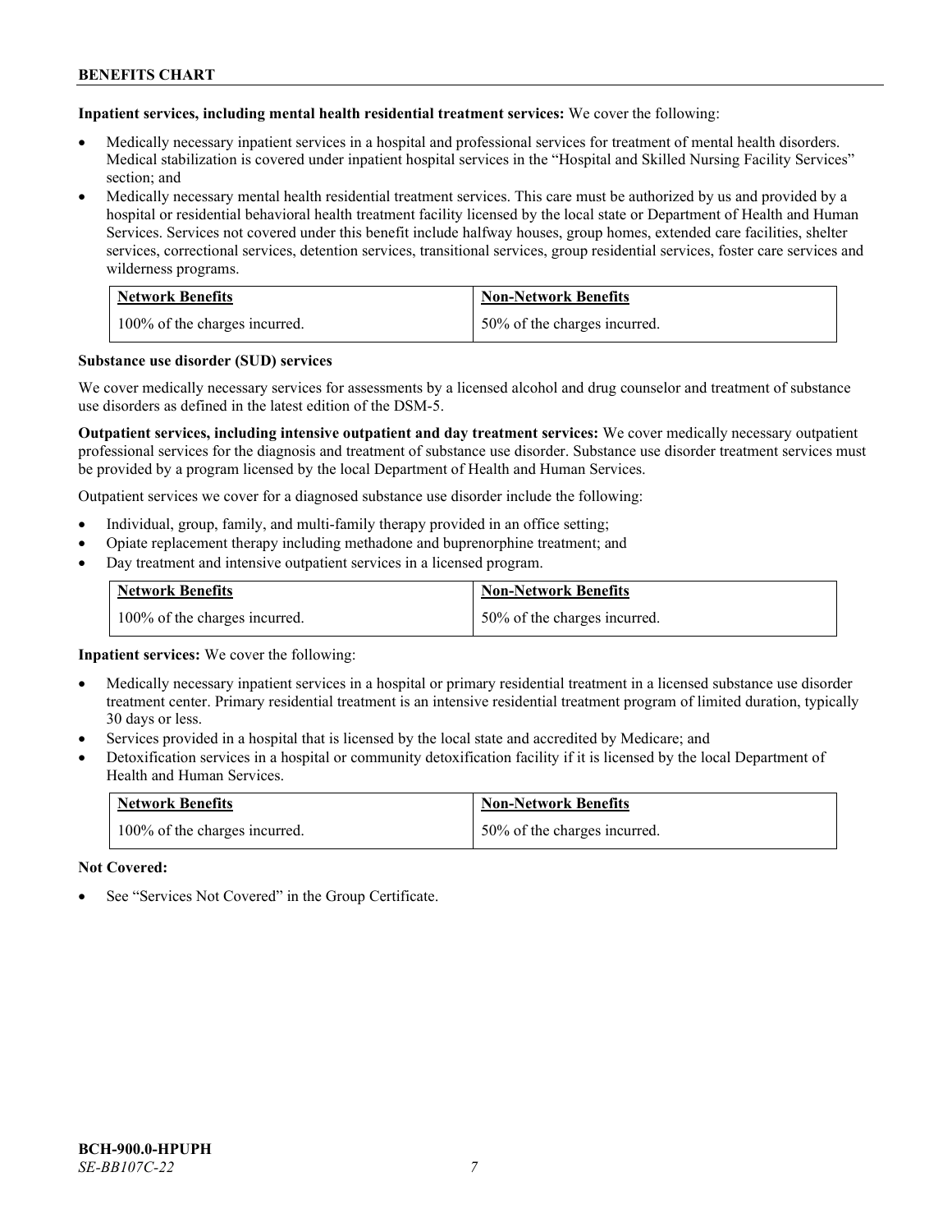**Inpatient services, including mental health residential treatment services:** We cover the following:

- Medically necessary inpatient services in a hospital and professional services for treatment of mental health disorders. Medical stabilization is covered under inpatient hospital services in the "Hospital and Skilled Nursing Facility Services" section; and
- Medically necessary mental health residential treatment services. This care must be authorized by us and provided by a hospital or residential behavioral health treatment facility licensed by the local state or Department of Health and Human Services. Services not covered under this benefit include halfway houses, group homes, extended care facilities, shelter services, correctional services, detention services, transitional services, group residential services, foster care services and wilderness programs.

| Network Benefits | Non-Network Benefits |
| --- | --- |
| 100% of the charges incurred. | 50% of the charges incurred. |

**Substance use disorder (SUD) services**

We cover medically necessary services for assessments by a licensed alcohol and drug counselor and treatment of substance use disorders as defined in the latest edition of the DSM-5.

**Outpatient services, including intensive outpatient and day treatment services:** We cover medically necessary outpatient professional services for the diagnosis and treatment of substance use disorder. Substance use disorder treatment services must be provided by a program licensed by the local Department of Health and Human Services.

Outpatient services we cover for a diagnosed substance use disorder include the following:

- Individual, group, family, and multi-family therapy provided in an office setting;
- Opiate replacement therapy including methadone and buprenorphine treatment; and
- Day treatment and intensive outpatient services in a licensed program.

| Network Benefits | Non-Network Benefits |
| --- | --- |
| 100% of the charges incurred. | 50% of the charges incurred. |

**Inpatient services:** We cover the following:

- Medically necessary inpatient services in a hospital or primary residential treatment in a licensed substance use disorder treatment center. Primary residential treatment is an intensive residential treatment program of limited duration, typically 30 days or less.
- Services provided in a hospital that is licensed by the local state and accredited by Medicare; and
- Detoxification services in a hospital or community detoxification facility if it is licensed by the local Department of Health and Human Services.

| Network Benefits | Non-Network Benefits |
| --- | --- |
| 100% of the charges incurred. | 50% of the charges incurred. |

**Not Covered:**

- See "Services Not Covered" in the Group Certificate.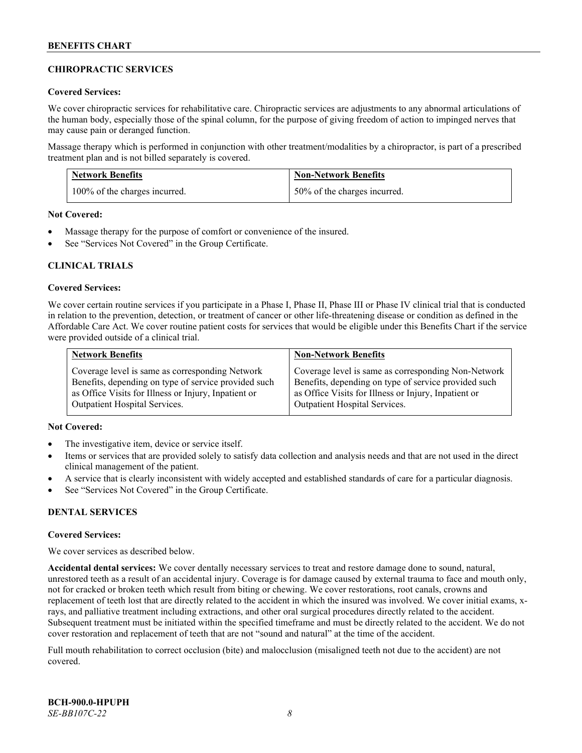## CHIROPRACTIC SERVICES

**Covered Services:**

We cover chiropractic services for rehabilitative care. Chiropractic services are adjustments to any abnormal articulations of the human body, especially those of the spinal column, for the purpose of giving freedom of action to impinged nerves that may cause pain or deranged function.

Massage therapy which is performed in conjunction with other treatment/modalities by a chiropractor, is part of a prescribed treatment plan and is not billed separately is covered.

| Network Benefits | Non-Network Benefits |
|---|---|
| 100% of the charges incurred. | 50% of the charges incurred. |

**Not Covered:**

- Massage therapy for the purpose of comfort or convenience of the insured.
- See "Services Not Covered" in the Group Certificate.

## CLINICAL TRIALS

**Covered Services:**

We cover certain routine services if you participate in a Phase I, Phase II, Phase III or Phase IV clinical trial that is conducted in relation to the prevention, detection, or treatment of cancer or other life-threatening disease or condition as defined in the Affordable Care Act. We cover routine patient costs for services that would be eligible under this Benefits Chart if the service were provided outside of a clinical trial.

| Network Benefits | Non-Network Benefits |
|---|---|
| Coverage level is same as corresponding Network Benefits, depending on type of service provided such as Office Visits for Illness or Injury, Inpatient or Outpatient Hospital Services. | Coverage level is same as corresponding Non-Network Benefits, depending on type of service provided such as Office Visits for Illness or Injury, Inpatient or Outpatient Hospital Services. |

**Not Covered:**

- The investigative item, device or service itself.
- Items or services that are provided solely to satisfy data collection and analysis needs and that are not used in the direct clinical management of the patient.
- A service that is clearly inconsistent with widely accepted and established standards of care for a particular diagnosis.
- See "Services Not Covered" in the Group Certificate.

## DENTAL SERVICES

**Covered Services:**

We cover services as described below.

**Accidental dental services:** We cover dentally necessary services to treat and restore damage done to sound, natural, unrestored teeth as a result of an accidental injury. Coverage is for damage caused by external trauma to face and mouth only, not for cracked or broken teeth which result from biting or chewing. We cover restorations, root canals, crowns and replacement of teeth lost that are directly related to the accident in which the insured was involved. We cover initial exams, x-rays, and palliative treatment including extractions, and other oral surgical procedures directly related to the accident. Subsequent treatment must be initiated within the specified timeframe and must be directly related to the accident. We do not cover restoration and replacement of teeth that are not "sound and natural" at the time of the accident.

Full mouth rehabilitation to correct occlusion (bite) and malocclusion (misaligned teeth not due to the accident) are not covered.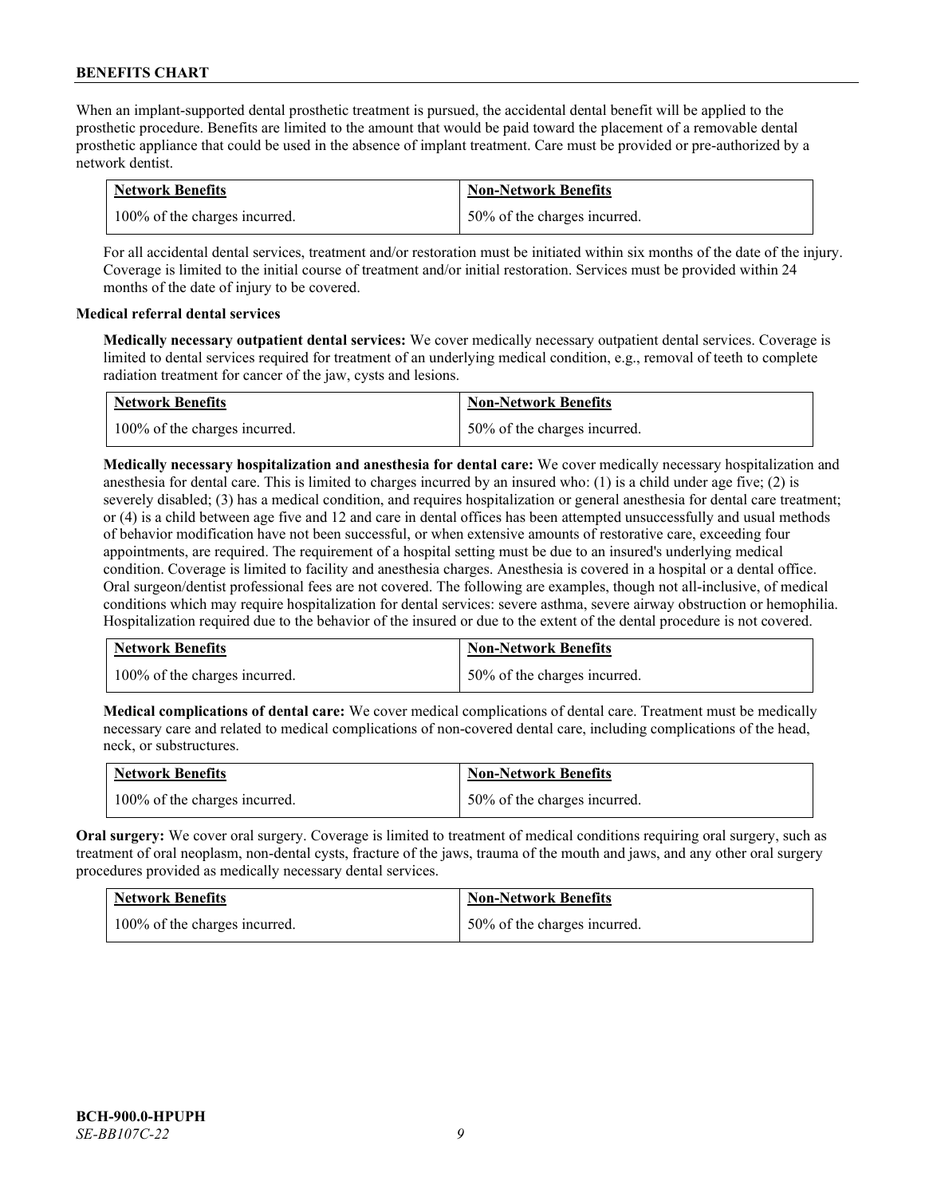When an implant-supported dental prosthetic treatment is pursued, the accidental dental benefit will be applied to the prosthetic procedure. Benefits are limited to the amount that would be paid toward the placement of a removable dental prosthetic appliance that could be used in the absence of implant treatment. Care must be provided or pre-authorized by a network dentist.

| Network Benefits | Non-Network Benefits |
| --- | --- |
| 100% of the charges incurred. | 50% of the charges incurred. |

For all accidental dental services, treatment and/or restoration must be initiated within six months of the date of the injury. Coverage is limited to the initial course of treatment and/or initial restoration. Services must be provided within 24 months of the date of injury to be covered.

**Medical referral dental services**

**Medically necessary outpatient dental services:** We cover medically necessary outpatient dental services. Coverage is limited to dental services required for treatment of an underlying medical condition, e.g., removal of teeth to complete radiation treatment for cancer of the jaw, cysts and lesions.

| Network Benefits | Non-Network Benefits |
| --- | --- |
| 100% of the charges incurred. | 50% of the charges incurred. |

**Medically necessary hospitalization and anesthesia for dental care:** We cover medically necessary hospitalization and anesthesia for dental care. This is limited to charges incurred by an insured who: (1) is a child under age five; (2) is severely disabled; (3) has a medical condition, and requires hospitalization or general anesthesia for dental care treatment; or (4) is a child between age five and 12 and care in dental offices has been attempted unsuccessfully and usual methods of behavior modification have not been successful, or when extensive amounts of restorative care, exceeding four appointments, are required. The requirement of a hospital setting must be due to an insured's underlying medical condition. Coverage is limited to facility and anesthesia charges. Anesthesia is covered in a hospital or a dental office. Oral surgeon/dentist professional fees are not covered. The following are examples, though not all-inclusive, of medical conditions which may require hospitalization for dental services: severe asthma, severe airway obstruction or hemophilia. Hospitalization required due to the behavior of the insured or due to the extent of the dental procedure is not covered.

| Network Benefits | Non-Network Benefits |
| --- | --- |
| 100% of the charges incurred. | 50% of the charges incurred. |

**Medical complications of dental care:** We cover medical complications of dental care. Treatment must be medically necessary care and related to medical complications of non-covered dental care, including complications of the head, neck, or substructures.

| Network Benefits | Non-Network Benefits |
| --- | --- |
| 100% of the charges incurred. | 50% of the charges incurred. |

**Oral surgery:** We cover oral surgery. Coverage is limited to treatment of medical conditions requiring oral surgery, such as treatment of oral neoplasm, non-dental cysts, fracture of the jaws, trauma of the mouth and jaws, and any other oral surgery procedures provided as medically necessary dental services.

| Network Benefits | Non-Network Benefits |
| --- | --- |
| 100% of the charges incurred. | 50% of the charges incurred. |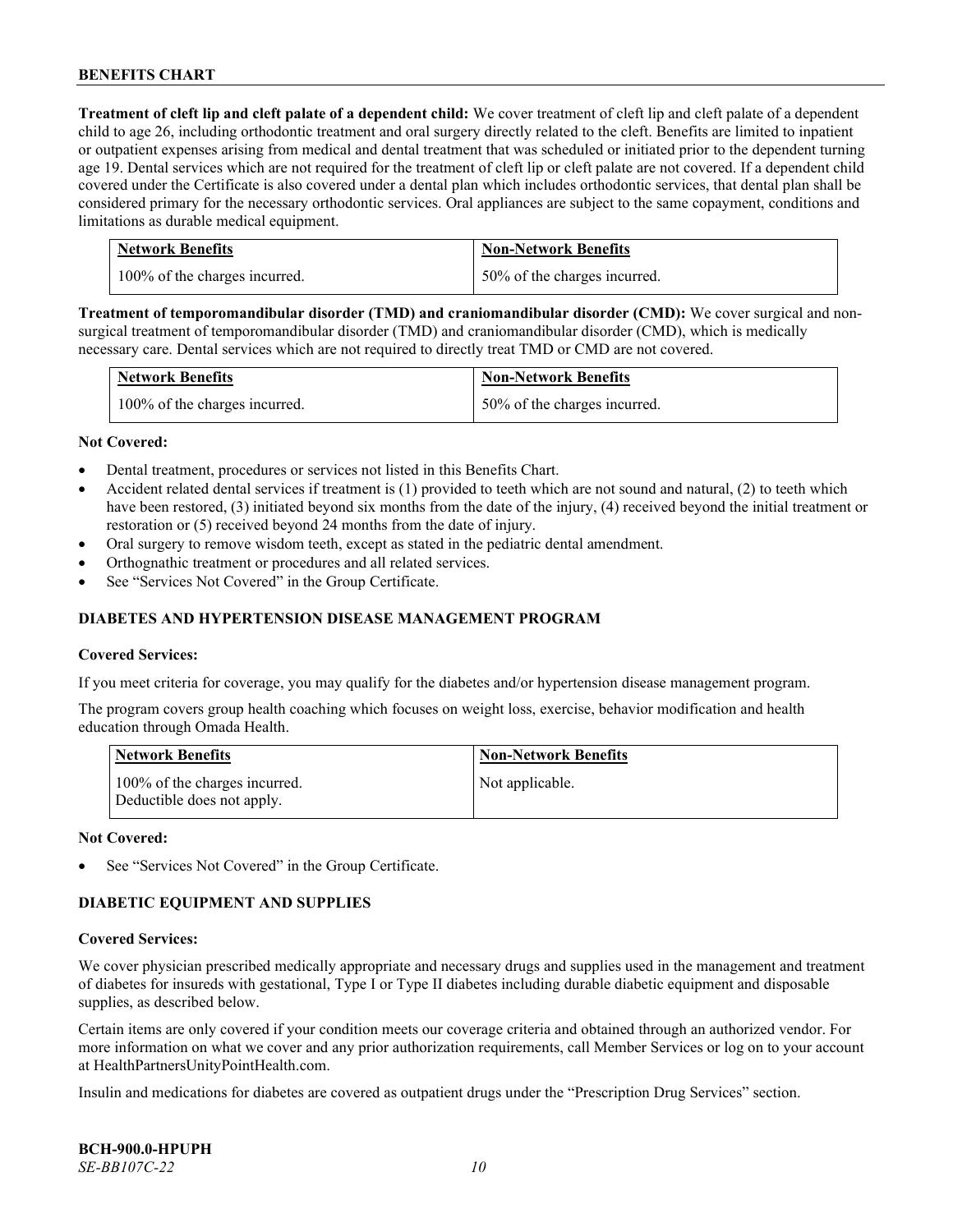**Treatment of cleft lip and cleft palate of a dependent child:** We cover treatment of cleft lip and cleft palate of a dependent child to age 26, including orthodontic treatment and oral surgery directly related to the cleft. Benefits are limited to inpatient or outpatient expenses arising from medical and dental treatment that was scheduled or initiated prior to the dependent turning age 19. Dental services which are not required for the treatment of cleft lip or cleft palate are not covered. If a dependent child covered under the Certificate is also covered under a dental plan which includes orthodontic services, that dental plan shall be considered primary for the necessary orthodontic services. Oral appliances are subject to the same copayment, conditions and limitations as durable medical equipment.

| Network Benefits | Non-Network Benefits |
|---|---|
| 100% of the charges incurred. | 50% of the charges incurred. |

**Treatment of temporomandibular disorder (TMD) and craniomandibular disorder (CMD):** We cover surgical and non-surgical treatment of temporomandibular disorder (TMD) and craniomandibular disorder (CMD), which is medically necessary care. Dental services which are not required to directly treat TMD or CMD are not covered.

| Network Benefits | Non-Network Benefits |
|---|---|
| 100% of the charges incurred. | 50% of the charges incurred. |

**Not Covered:**

- Dental treatment, procedures or services not listed in this Benefits Chart.
- Accident related dental services if treatment is (1) provided to teeth which are not sound and natural, (2) to teeth which have been restored, (3) initiated beyond six months from the date of the injury, (4) received beyond the initial treatment or restoration or (5) received beyond 24 months from the date of injury.
- Oral surgery to remove wisdom teeth, except as stated in the pediatric dental amendment.
- Orthognathic treatment or procedures and all related services.
- See "Services Not Covered" in the Group Certificate.

## DIABETES AND HYPERTENSION DISEASE MANAGEMENT PROGRAM

**Covered Services:**

If you meet criteria for coverage, you may qualify for the diabetes and/or hypertension disease management program.

The program covers group health coaching which focuses on weight loss, exercise, behavior modification and health education through Omada Health.

| Network Benefits | Non-Network Benefits |
|---|---|
| 100% of the charges incurred. Deductible does not apply. | Not applicable. |

**Not Covered:**

- See "Services Not Covered" in the Group Certificate.

## DIABETIC EQUIPMENT AND SUPPLIES

**Covered Services:**

We cover physician prescribed medically appropriate and necessary drugs and supplies used in the management and treatment of diabetes for insureds with gestational, Type I or Type II diabetes including durable diabetic equipment and disposable supplies, as described below.

Certain items are only covered if your condition meets our coverage criteria and obtained through an authorized vendor. For more information on what we cover and any prior authorization requirements, call Member Services or log on to your account at HealthPartnersUnityPointHealth.com.

Insulin and medications for diabetes are covered as outpatient drugs under the "Prescription Drug Services" section.

BCH-900.0-HPUPH
*SE-BB107C-22*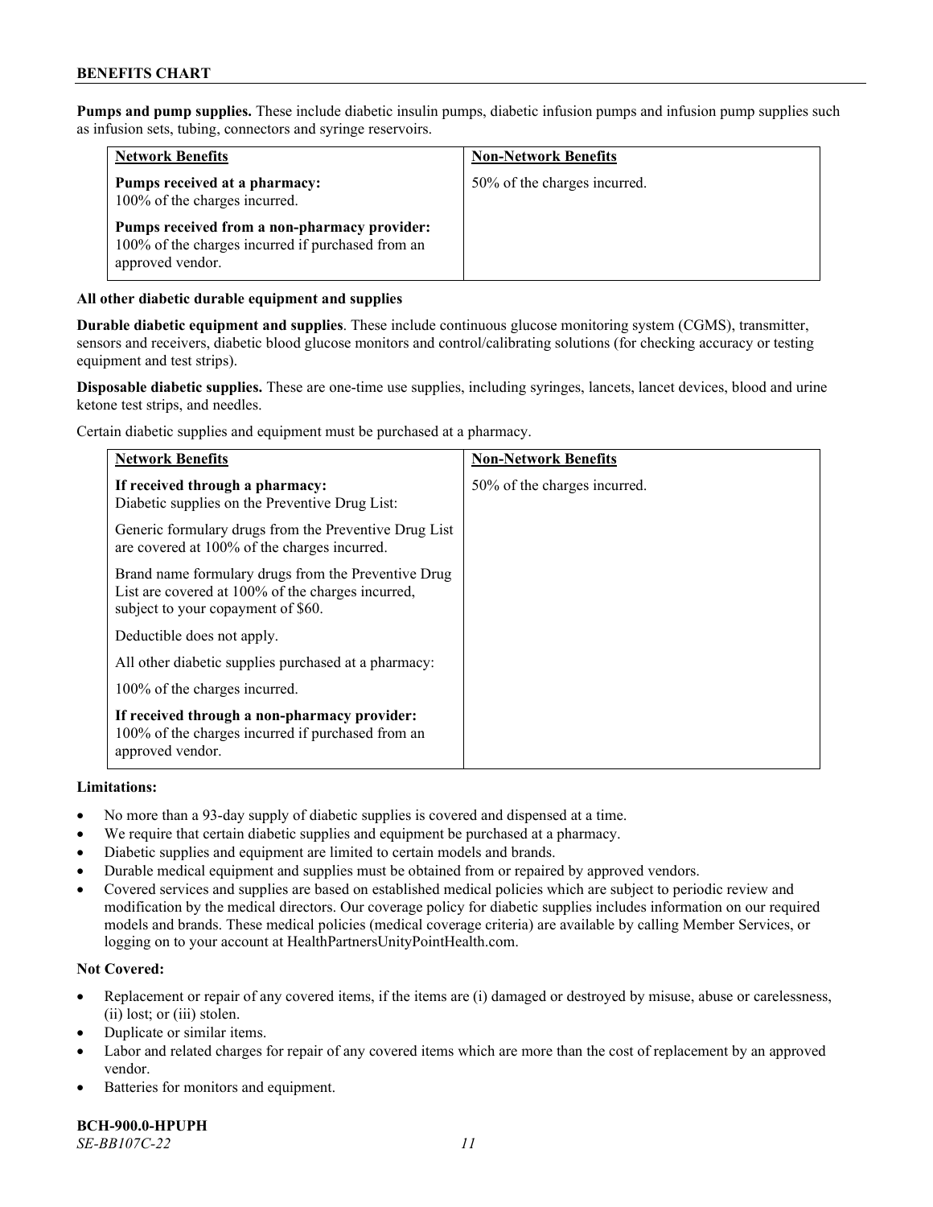**Pumps and pump supplies.** These include diabetic insulin pumps, diabetic infusion pumps and infusion pump supplies such as infusion sets, tubing, connectors and syringe reservoirs.

| Network Benefits | Non-Network Benefits |
| --- | --- |
| **Pumps received at a pharmacy:** 100% of the charges incurred.<br><br>**Pumps received from a non-pharmacy provider:** 100% of the charges incurred if purchased from an approved vendor. | 50% of the charges incurred. |

**All other diabetic durable equipment and supplies**

**Durable diabetic equipment and supplies**. These include continuous glucose monitoring system (CGMS), transmitter, sensors and receivers, diabetic blood glucose monitors and control/calibrating solutions (for checking accuracy or testing equipment and test strips).

**Disposable diabetic supplies.** These are one-time use supplies, including syringes, lancets, lancet devices, blood and urine ketone test strips, and needles.

Certain diabetic supplies and equipment must be purchased at a pharmacy.

| Network Benefits | Non-Network Benefits |
| --- | --- |
| **If received through a pharmacy:** Diabetic supplies on the Preventive Drug List:<br><br>Generic formulary drugs from the Preventive Drug List are covered at 100% of the charges incurred.<br><br>Brand name formulary drugs from the Preventive Drug List are covered at 100% of the charges incurred, subject to your copayment of $60.<br><br>Deductible does not apply.<br><br>All other diabetic supplies purchased at a pharmacy:<br><br>100% of the charges incurred.<br><br>**If received through a non-pharmacy provider:** 100% of the charges incurred if purchased from an approved vendor. | 50% of the charges incurred. |

**Limitations:**

- No more than a 93-day supply of diabetic supplies is covered and dispensed at a time.
- We require that certain diabetic supplies and equipment be purchased at a pharmacy.
- Diabetic supplies and equipment are limited to certain models and brands.
- Durable medical equipment and supplies must be obtained from or repaired by approved vendors.
- Covered services and supplies are based on established medical policies which are subject to periodic review and modification by the medical directors. Our coverage policy for diabetic supplies includes information on our required models and brands. These medical policies (medical coverage criteria) are available by calling Member Services, or logging on to your account at HealthPartnersUnityPointHealth.com.

**Not Covered:**

- Replacement or repair of any covered items, if the items are (i) damaged or destroyed by misuse, abuse or carelessness, (ii) lost; or (iii) stolen.
- Duplicate or similar items.
- Labor and related charges for repair of any covered items which are more than the cost of replacement by an approved vendor.
- Batteries for monitors and equipment.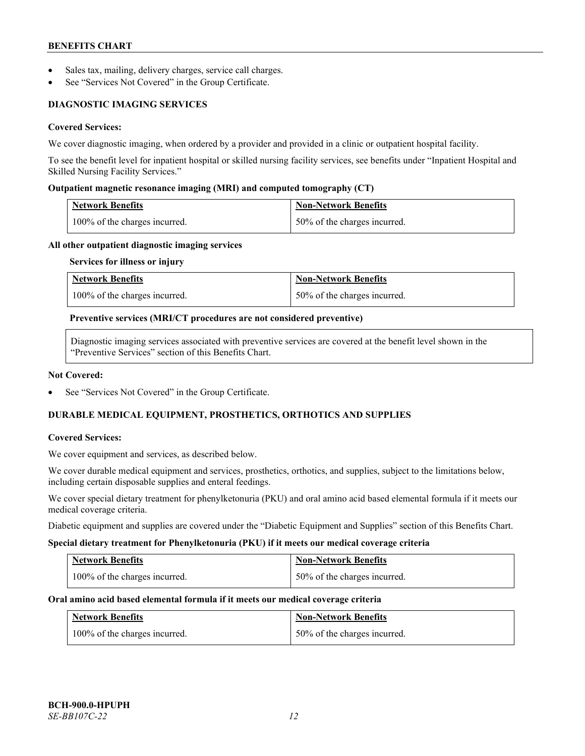- Sales tax, mailing, delivery charges, service call charges.
- See "Services Not Covered" in the Group Certificate.

## DIAGNOSTIC IMAGING SERVICES

**Covered Services:**

We cover diagnostic imaging, when ordered by a provider and provided in a clinic or outpatient hospital facility.

To see the benefit level for inpatient hospital or skilled nursing facility services, see benefits under "Inpatient Hospital and Skilled Nursing Facility Services."

**Outpatient magnetic resonance imaging (MRI) and computed tomography (CT)**

| Network Benefits | Non-Network Benefits |
| --- | --- |
| 100% of the charges incurred. | 50% of the charges incurred. |

**All other outpatient diagnostic imaging services**

**Services for illness or injury**

| Network Benefits | Non-Network Benefits |
| --- | --- |
| 100% of the charges incurred. | 50% of the charges incurred. |

**Preventive services (MRI/CT procedures are not considered preventive)**

Diagnostic imaging services associated with preventive services are covered at the benefit level shown in the "Preventive Services" section of this Benefits Chart.

**Not Covered:**

- See "Services Not Covered" in the Group Certificate.

## DURABLE MEDICAL EQUIPMENT, PROSTHETICS, ORTHOTICS AND SUPPLIES

**Covered Services:**

We cover equipment and services, as described below.

We cover durable medical equipment and services, prosthetics, orthotics, and supplies, subject to the limitations below, including certain disposable supplies and enteral feedings.

We cover special dietary treatment for phenylketonuria (PKU) and oral amino acid based elemental formula if it meets our medical coverage criteria.

Diabetic equipment and supplies are covered under the "Diabetic Equipment and Supplies" section of this Benefits Chart.

**Special dietary treatment for Phenylketonuria (PKU) if it meets our medical coverage criteria**

| Network Benefits | Non-Network Benefits |
| --- | --- |
| 100% of the charges incurred. | 50% of the charges incurred. |

**Oral amino acid based elemental formula if it meets our medical coverage criteria**

| Network Benefits | Non-Network Benefits |
| --- | --- |
| 100% of the charges incurred. | 50% of the charges incurred. |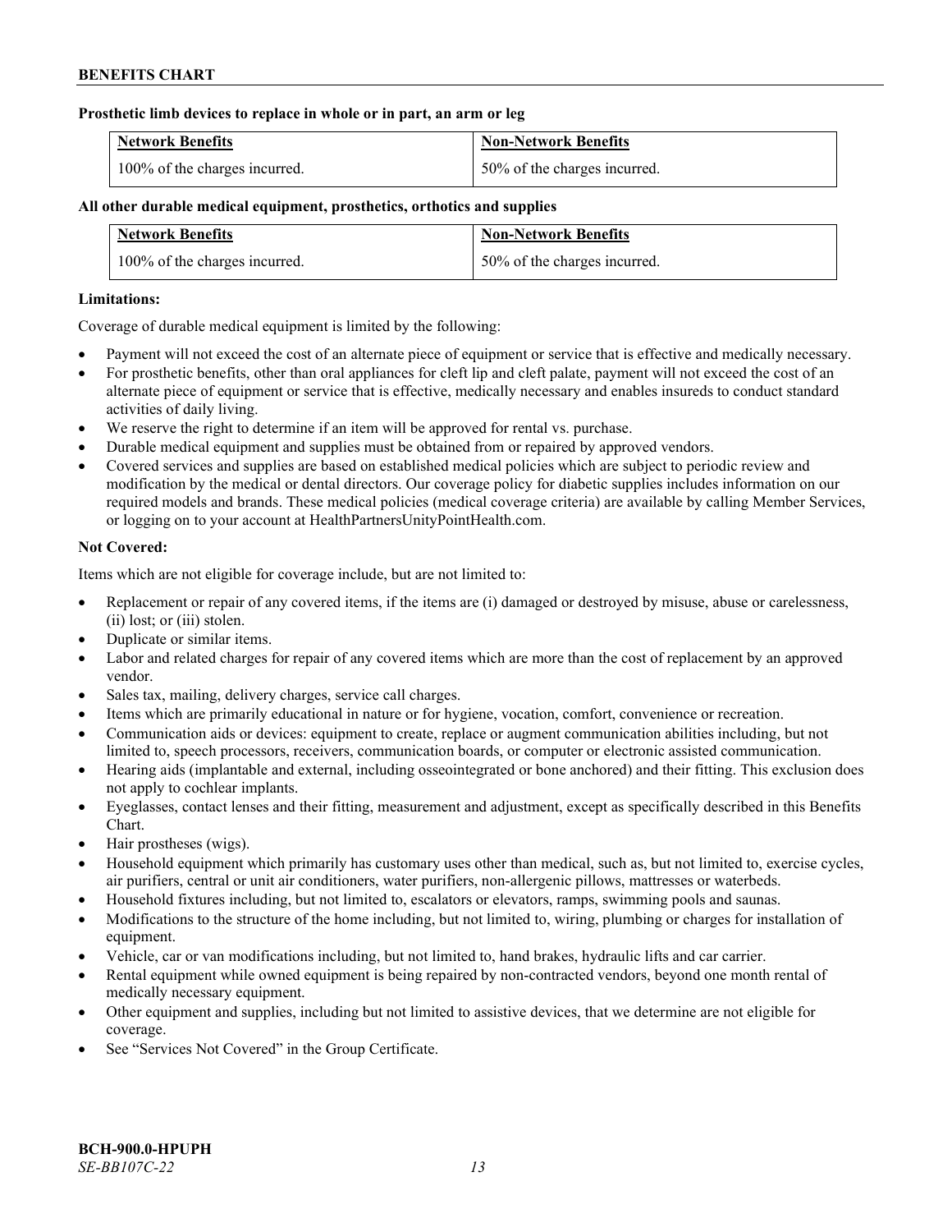**Prosthetic limb devices to replace in whole or in part, an arm or leg**

| Network Benefits | Non-Network Benefits |
| --- | --- |
| 100% of the charges incurred. | 50% of the charges incurred. |

**All other durable medical equipment, prosthetics, orthotics and supplies**

| Network Benefits | Non-Network Benefits |
| --- | --- |
| 100% of the charges incurred. | 50% of the charges incurred. |

**Limitations:**

Coverage of durable medical equipment is limited by the following:

- Payment will not exceed the cost of an alternate piece of equipment or service that is effective and medically necessary.
- For prosthetic benefits, other than oral appliances for cleft lip and cleft palate, payment will not exceed the cost of an alternate piece of equipment or service that is effective, medically necessary and enables insureds to conduct standard activities of daily living.
- We reserve the right to determine if an item will be approved for rental vs. purchase.
- Durable medical equipment and supplies must be obtained from or repaired by approved vendors.
- Covered services and supplies are based on established medical policies which are subject to periodic review and modification by the medical or dental directors. Our coverage policy for diabetic supplies includes information on our required models and brands. These medical policies (medical coverage criteria) are available by calling Member Services, or logging on to your account at HealthPartnersUnityPointHealth.com.

**Not Covered:**

Items which are not eligible for coverage include, but are not limited to:

- Replacement or repair of any covered items, if the items are (i) damaged or destroyed by misuse, abuse or carelessness, (ii) lost; or (iii) stolen.
- Duplicate or similar items.
- Labor and related charges for repair of any covered items which are more than the cost of replacement by an approved vendor.
- Sales tax, mailing, delivery charges, service call charges.
- Items which are primarily educational in nature or for hygiene, vocation, comfort, convenience or recreation.
- Communication aids or devices: equipment to create, replace or augment communication abilities including, but not limited to, speech processors, receivers, communication boards, or computer or electronic assisted communication.
- Hearing aids (implantable and external, including osseointegrated or bone anchored) and their fitting. This exclusion does not apply to cochlear implants.
- Eyeglasses, contact lenses and their fitting, measurement and adjustment, except as specifically described in this Benefits Chart.
- Hair prostheses (wigs).
- Household equipment which primarily has customary uses other than medical, such as, but not limited to, exercise cycles, air purifiers, central or unit air conditioners, water purifiers, non-allergenic pillows, mattresses or waterbeds.
- Household fixtures including, but not limited to, escalators or elevators, ramps, swimming pools and saunas.
- Modifications to the structure of the home including, but not limited to, wiring, plumbing or charges for installation of equipment.
- Vehicle, car or van modifications including, but not limited to, hand brakes, hydraulic lifts and car carrier.
- Rental equipment while owned equipment is being repaired by non-contracted vendors, beyond one month rental of medically necessary equipment.
- Other equipment and supplies, including but not limited to assistive devices, that we determine are not eligible for coverage.
- See "Services Not Covered" in the Group Certificate.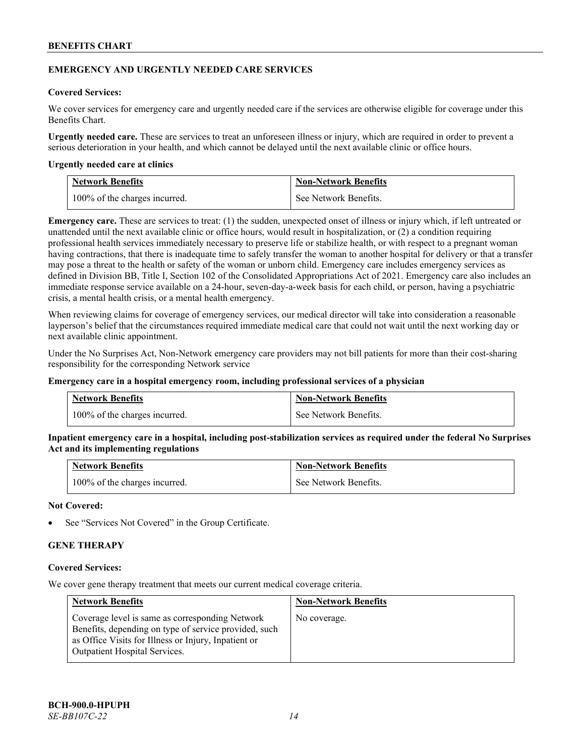## EMERGENCY AND URGENTLY NEEDED CARE SERVICES

**Covered Services:**

We cover services for emergency care and urgently needed care if the services are otherwise eligible for coverage under this Benefits Chart.

**Urgently needed care.** These are services to treat an unforeseen illness or injury, which are required in order to prevent a serious deterioration in your health, and which cannot be delayed until the next available clinic or office hours.

**Urgently needed care at clinics**

| Network Benefits | Non-Network Benefits |
| --- | --- |
| 100% of the charges incurred. | See Network Benefits. |

**Emergency care.** These are services to treat: (1) the sudden, unexpected onset of illness or injury which, if left untreated or unattended until the next available clinic or office hours, would result in hospitalization, or (2) a condition requiring professional health services immediately necessary to preserve life or stabilize health, or with respect to a pregnant woman having contractions, that there is inadequate time to safely transfer the woman to another hospital for delivery or that a transfer may pose a threat to the health or safety of the woman or unborn child. Emergency care includes emergency services as defined in Division BB, Title I, Section 102 of the Consolidated Appropriations Act of 2021. Emergency care also includes an immediate response service available on a 24-hour, seven-day-a-week basis for each child, or person, having a psychiatric crisis, a mental health crisis, or a mental health emergency.

When reviewing claims for coverage of emergency services, our medical director will take into consideration a reasonable layperson's belief that the circumstances required immediate medical care that could not wait until the next working day or next available clinic appointment.

Under the No Surprises Act, Non-Network emergency care providers may not bill patients for more than their cost-sharing responsibility for the corresponding Network service

**Emergency care in a hospital emergency room, including professional services of a physician**

| Network Benefits | Non-Network Benefits |
| --- | --- |
| 100% of the charges incurred. | See Network Benefits. |

**Inpatient emergency care in a hospital, including post-stabilization services as required under the federal No Surprises Act and its implementing regulations**

| Network Benefits | Non-Network Benefits |
| --- | --- |
| 100% of the charges incurred. | See Network Benefits. |

**Not Covered:**

- See "Services Not Covered" in the Group Certificate.

## GENE THERAPY

**Covered Services:**

We cover gene therapy treatment that meets our current medical coverage criteria.

| Network Benefits | Non-Network Benefits |
| --- | --- |
| Coverage level is same as corresponding Network Benefits, depending on type of service provided, such as Office Visits for Illness or Injury, Inpatient or Outpatient Hospital Services. | No coverage. |

**BCH-900.0-HPUPH**
*SE-BB107C-22*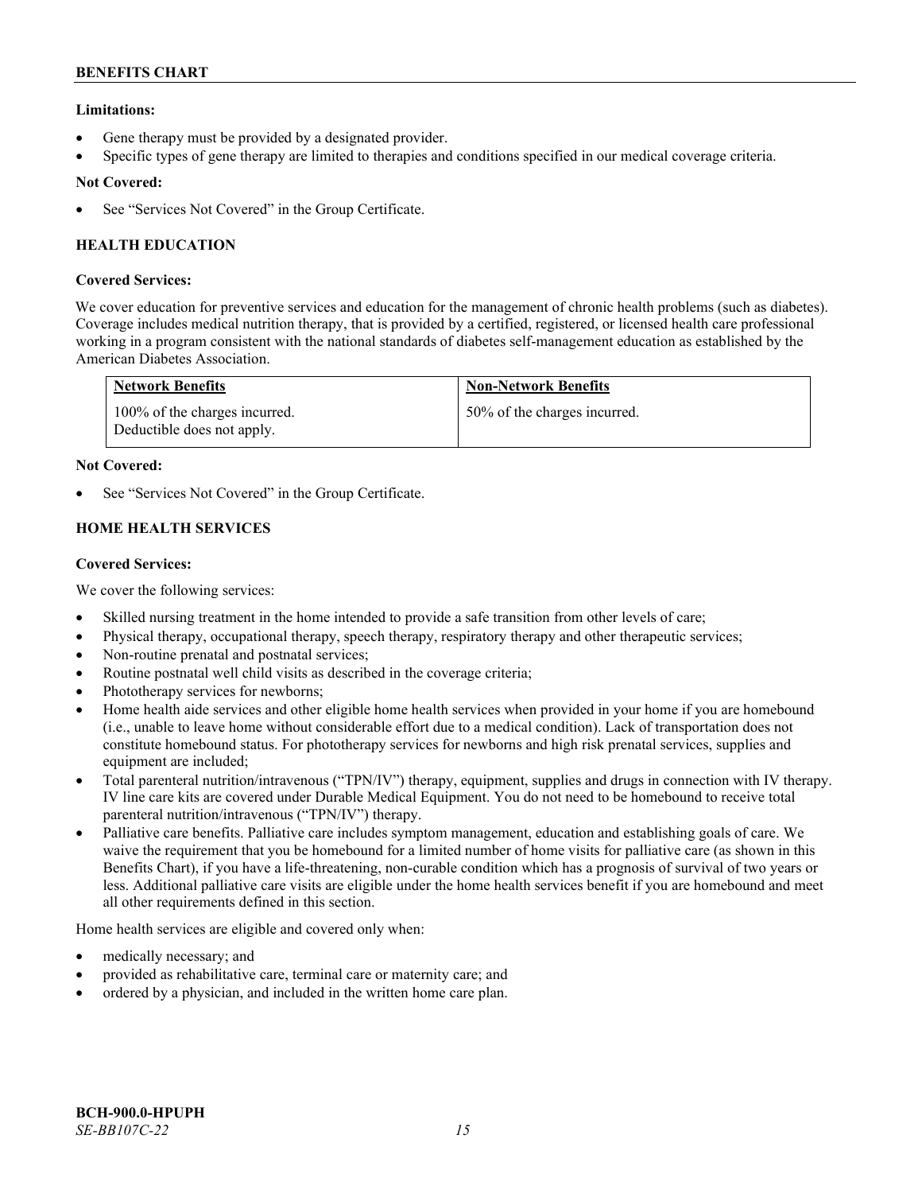**Limitations:**

- Gene therapy must be provided by a designated provider.
- Specific types of gene therapy are limited to therapies and conditions specified in our medical coverage criteria.

**Not Covered:**

- See "Services Not Covered" in the Group Certificate.

### HEALTH EDUCATION

**Covered Services:**

We cover education for preventive services and education for the management of chronic health problems (such as diabetes). Coverage includes medical nutrition therapy, that is provided by a certified, registered, or licensed health care professional working in a program consistent with the national standards of diabetes self-management education as established by the American Diabetes Association.

| Network Benefits | Non-Network Benefits |
| --- | --- |
| 100% of the charges incurred. Deductible does not apply. | 50% of the charges incurred. |

**Not Covered:**

- See "Services Not Covered" in the Group Certificate.

### HOME HEALTH SERVICES

**Covered Services:**

We cover the following services:

- Skilled nursing treatment in the home intended to provide a safe transition from other levels of care;
- Physical therapy, occupational therapy, speech therapy, respiratory therapy and other therapeutic services;
- Non-routine prenatal and postnatal services;
- Routine postnatal well child visits as described in the coverage criteria;
- Phototherapy services for newborns;
- Home health aide services and other eligible home health services when provided in your home if you are homebound (i.e., unable to leave home without considerable effort due to a medical condition). Lack of transportation does not constitute homebound status. For phototherapy services for newborns and high risk prenatal services, supplies and equipment are included;
- Total parenteral nutrition/intravenous ("TPN/IV") therapy, equipment, supplies and drugs in connection with IV therapy. IV line care kits are covered under Durable Medical Equipment. You do not need to be homebound to receive total parenteral nutrition/intravenous ("TPN/IV") therapy.
- Palliative care benefits. Palliative care includes symptom management, education and establishing goals of care. We waive the requirement that you be homebound for a limited number of home visits for palliative care (as shown in this Benefits Chart), if you have a life-threatening, non-curable condition which has a prognosis of survival of two years or less. Additional palliative care visits are eligible under the home health services benefit if you are homebound and meet all other requirements defined in this section.

Home health services are eligible and covered only when:

- medically necessary; and
- provided as rehabilitative care, terminal care or maternity care; and
- ordered by a physician, and included in the written home care plan.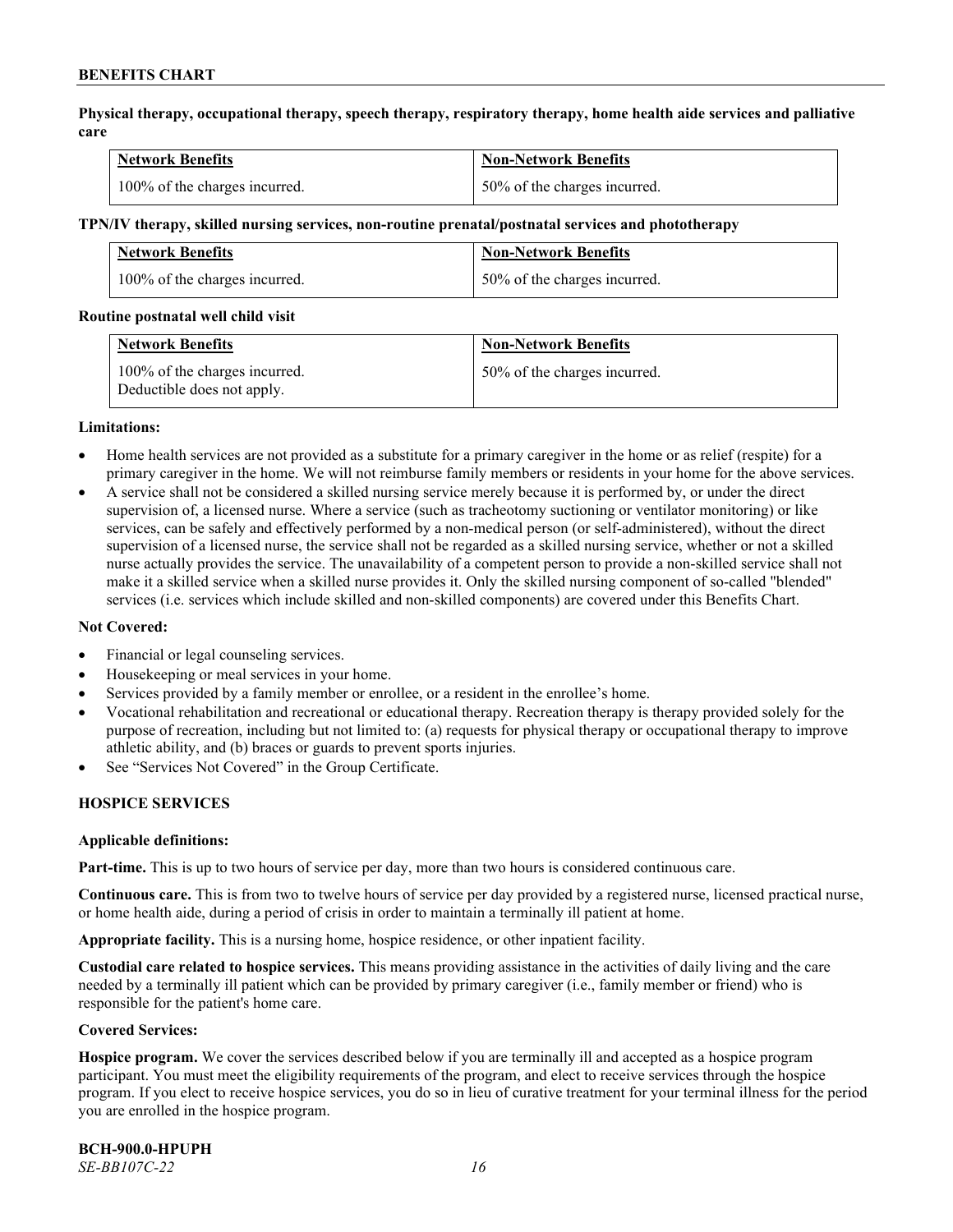**Physical therapy, occupational therapy, speech therapy, respiratory therapy, home health aide services and palliative care**

| Network Benefits | Non-Network Benefits |
| --- | --- |
| 100% of the charges incurred. | 50% of the charges incurred. |

**TPN/IV therapy, skilled nursing services, non-routine prenatal/postnatal services and phototherapy**

| Network Benefits | Non-Network Benefits |
| --- | --- |
| 100% of the charges incurred. | 50% of the charges incurred. |

**Routine postnatal well child visit**

| Network Benefits | Non-Network Benefits |
| --- | --- |
| 100% of the charges incurred. Deductible does not apply. | 50% of the charges incurred. |

**Limitations:**

- Home health services are not provided as a substitute for a primary caregiver in the home or as relief (respite) for a primary caregiver in the home. We will not reimburse family members or residents in your home for the above services.
- A service shall not be considered a skilled nursing service merely because it is performed by, or under the direct supervision of, a licensed nurse. Where a service (such as tracheotomy suctioning or ventilator monitoring) or like services, can be safely and effectively performed by a non-medical person (or self-administered), without the direct supervision of a licensed nurse, the service shall not be regarded as a skilled nursing service, whether or not a skilled nurse actually provides the service. The unavailability of a competent person to provide a non-skilled service shall not make it a skilled service when a skilled nurse provides it. Only the skilled nursing component of so-called "blended" services (i.e. services which include skilled and non-skilled components) are covered under this Benefits Chart.

**Not Covered:**

- Financial or legal counseling services.
- Housekeeping or meal services in your home.
- Services provided by a family member or enrollee, or a resident in the enrollee's home.
- Vocational rehabilitation and recreational or educational therapy. Recreation therapy is therapy provided solely for the purpose of recreation, including but not limited to: (a) requests for physical therapy or occupational therapy to improve athletic ability, and (b) braces or guards to prevent sports injuries.
- See "Services Not Covered" in the Group Certificate.

## HOSPICE SERVICES

**Applicable definitions:**

**Part-time.** This is up to two hours of service per day, more than two hours is considered continuous care.

**Continuous care.** This is from two to twelve hours of service per day provided by a registered nurse, licensed practical nurse, or home health aide, during a period of crisis in order to maintain a terminally ill patient at home.

**Appropriate facility.** This is a nursing home, hospice residence, or other inpatient facility.

**Custodial care related to hospice services.** This means providing assistance in the activities of daily living and the care needed by a terminally ill patient which can be provided by primary caregiver (i.e., family member or friend) who is responsible for the patient's home care.

**Covered Services:**

**Hospice program.** We cover the services described below if you are terminally ill and accepted as a hospice program participant. You must meet the eligibility requirements of the program, and elect to receive services through the hospice program. If you elect to receive hospice services, you do so in lieu of curative treatment for your terminal illness for the period you are enrolled in the hospice program.

**BCH-900.0-HPUPH**
*SE-BB107C-22*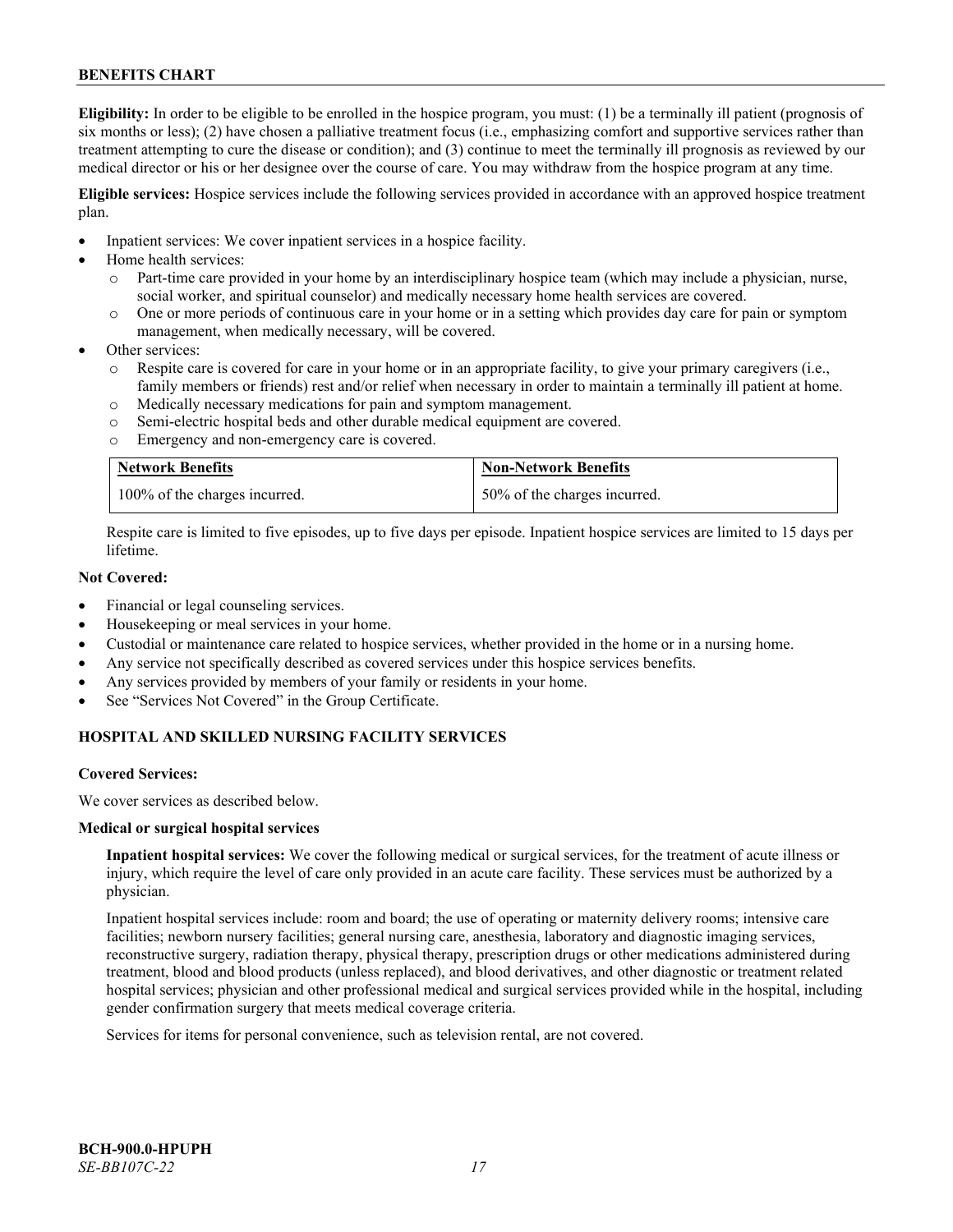**Eligibility:** In order to be eligible to be enrolled in the hospice program, you must: (1) be a terminally ill patient (prognosis of six months or less); (2) have chosen a palliative treatment focus (i.e., emphasizing comfort and supportive services rather than treatment attempting to cure the disease or condition); and (3) continue to meet the terminally ill prognosis as reviewed by our medical director or his or her designee over the course of care. You may withdraw from the hospice program at any time.

**Eligible services:** Hospice services include the following services provided in accordance with an approved hospice treatment plan.

- Inpatient services: We cover inpatient services in a hospice facility.
- Home health services:
  - o Part-time care provided in your home by an interdisciplinary hospice team (which may include a physician, nurse, social worker, and spiritual counselor) and medically necessary home health services are covered.
  - o One or more periods of continuous care in your home or in a setting which provides day care for pain or symptom management, when medically necessary, will be covered.
- Other services:
  - o Respite care is covered for care in your home or in an appropriate facility, to give your primary caregivers (i.e., family members or friends) rest and/or relief when necessary in order to maintain a terminally ill patient at home.
  - o Medically necessary medications for pain and symptom management.
  - o Semi-electric hospital beds and other durable medical equipment are covered.
  - o Emergency and non-emergency care is covered.

| Network Benefits | Non-Network Benefits |
|---|---|
| 100% of the charges incurred. | 50% of the charges incurred. |

Respite care is limited to five episodes, up to five days per episode. Inpatient hospice services are limited to 15 days per lifetime.

**Not Covered:**

- Financial or legal counseling services.
- Housekeeping or meal services in your home.
- Custodial or maintenance care related to hospice services, whether provided in the home or in a nursing home.
- Any service not specifically described as covered services under this hospice services benefits.
- Any services provided by members of your family or residents in your home.
- See "Services Not Covered" in the Group Certificate.

## HOSPITAL AND SKILLED NURSING FACILITY SERVICES

**Covered Services:**

We cover services as described below.

**Medical or surgical hospital services**

**Inpatient hospital services:** We cover the following medical or surgical services, for the treatment of acute illness or injury, which require the level of care only provided in an acute care facility. These services must be authorized by a physician.

Inpatient hospital services include: room and board; the use of operating or maternity delivery rooms; intensive care facilities; newborn nursery facilities; general nursing care, anesthesia, laboratory and diagnostic imaging services, reconstructive surgery, radiation therapy, physical therapy, prescription drugs or other medications administered during treatment, blood and blood products (unless replaced), and blood derivatives, and other diagnostic or treatment related hospital services; physician and other professional medical and surgical services provided while in the hospital, including gender confirmation surgery that meets medical coverage criteria.

Services for items for personal convenience, such as television rental, are not covered.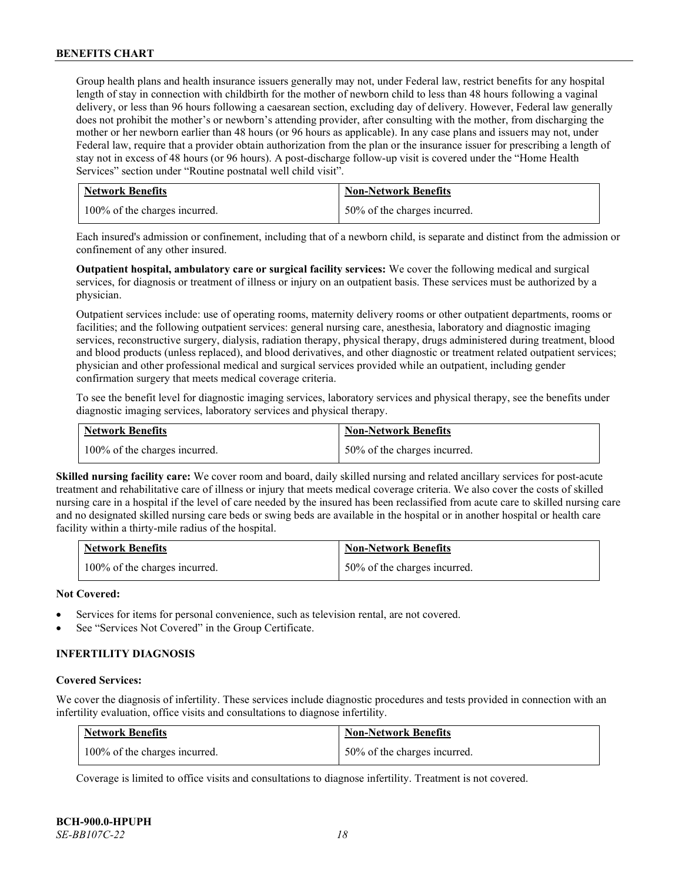Group health plans and health insurance issuers generally may not, under Federal law, restrict benefits for any hospital length of stay in connection with childbirth for the mother of newborn child to less than 48 hours following a vaginal delivery, or less than 96 hours following a caesarean section, excluding day of delivery. However, Federal law generally does not prohibit the mother's or newborn's attending provider, after consulting with the mother, from discharging the mother or her newborn earlier than 48 hours (or 96 hours as applicable). In any case plans and issuers may not, under Federal law, require that a provider obtain authorization from the plan or the insurance issuer for prescribing a length of stay not in excess of 48 hours (or 96 hours). A post-discharge follow-up visit is covered under the "Home Health Services" section under "Routine postnatal well child visit".

| Network Benefits | Non-Network Benefits |
|---|---|
| 100% of the charges incurred. | 50% of the charges incurred. |

Each insured's admission or confinement, including that of a newborn child, is separate and distinct from the admission or confinement of any other insured.

**Outpatient hospital, ambulatory care or surgical facility services:** We cover the following medical and surgical services, for diagnosis or treatment of illness or injury on an outpatient basis. These services must be authorized by a physician.

Outpatient services include: use of operating rooms, maternity delivery rooms or other outpatient departments, rooms or facilities; and the following outpatient services: general nursing care, anesthesia, laboratory and diagnostic imaging services, reconstructive surgery, dialysis, radiation therapy, physical therapy, drugs administered during treatment, blood and blood products (unless replaced), and blood derivatives, and other diagnostic or treatment related outpatient services; physician and other professional medical and surgical services provided while an outpatient, including gender confirmation surgery that meets medical coverage criteria.

To see the benefit level for diagnostic imaging services, laboratory services and physical therapy, see the benefits under diagnostic imaging services, laboratory services and physical therapy.

| Network Benefits | Non-Network Benefits |
|---|---|
| 100% of the charges incurred. | 50% of the charges incurred. |

**Skilled nursing facility care:** We cover room and board, daily skilled nursing and related ancillary services for post-acute treatment and rehabilitative care of illness or injury that meets medical coverage criteria. We also cover the costs of skilled nursing care in a hospital if the level of care needed by the insured has been reclassified from acute care to skilled nursing care and no designated skilled nursing care beds or swing beds are available in the hospital or in another hospital or health care facility within a thirty-mile radius of the hospital.

| Network Benefits | Non-Network Benefits |
|---|---|
| 100% of the charges incurred. | 50% of the charges incurred. |

**Not Covered:**

- Services for items for personal convenience, such as television rental, are not covered.
- See "Services Not Covered" in the Group Certificate.

### INFERTILITY DIAGNOSIS

**Covered Services:**

We cover the diagnosis of infertility. These services include diagnostic procedures and tests provided in connection with an infertility evaluation, office visits and consultations to diagnose infertility.

| Network Benefits | Non-Network Benefits |
|---|---|
| 100% of the charges incurred. | 50% of the charges incurred. |

Coverage is limited to office visits and consultations to diagnose infertility. Treatment is not covered.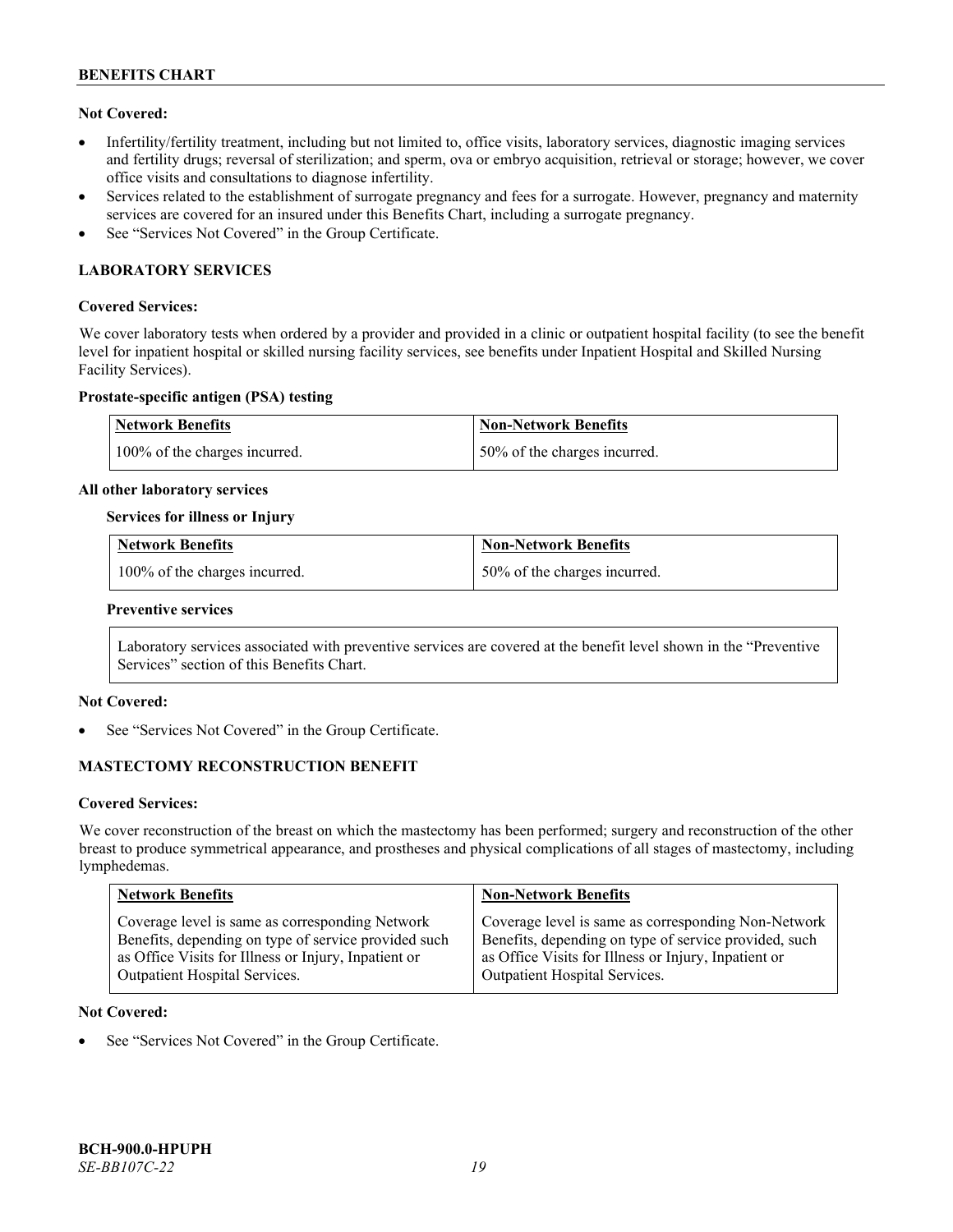**Not Covered:**

- Infertility/fertility treatment, including but not limited to, office visits, laboratory services, diagnostic imaging services and fertility drugs; reversal of sterilization; and sperm, ova or embryo acquisition, retrieval or storage; however, we cover office visits and consultations to diagnose infertility.
- Services related to the establishment of surrogate pregnancy and fees for a surrogate. However, pregnancy and maternity services are covered for an insured under this Benefits Chart, including a surrogate pregnancy.
- See "Services Not Covered" in the Group Certificate.

## LABORATORY SERVICES

**Covered Services:**

We cover laboratory tests when ordered by a provider and provided in a clinic or outpatient hospital facility (to see the benefit level for inpatient hospital or skilled nursing facility services, see benefits under Inpatient Hospital and Skilled Nursing Facility Services).

**Prostate-specific antigen (PSA) testing**

| Network Benefits | Non-Network Benefits |
|---|---|
| 100% of the charges incurred. | 50% of the charges incurred. |

**All other laboratory services**

**Services for illness or Injury**

| Network Benefits | Non-Network Benefits |
|---|---|
| 100% of the charges incurred. | 50% of the charges incurred. |

**Preventive services**

Laboratory services associated with preventive services are covered at the benefit level shown in the "Preventive Services" section of this Benefits Chart.

**Not Covered:**

- See "Services Not Covered" in the Group Certificate.

## MASTECTOMY RECONSTRUCTION BENEFIT

**Covered Services:**

We cover reconstruction of the breast on which the mastectomy has been performed; surgery and reconstruction of the other breast to produce symmetrical appearance, and prostheses and physical complications of all stages of mastectomy, including lymphedemas.

| Network Benefits | Non-Network Benefits |
|---|---|
| Coverage level is same as corresponding Network Benefits, depending on type of service provided such as Office Visits for Illness or Injury, Inpatient or Outpatient Hospital Services. | Coverage level is same as corresponding Non-Network Benefits, depending on type of service provided, such as Office Visits for Illness or Injury, Inpatient or Outpatient Hospital Services. |

**Not Covered:**

- See "Services Not Covered" in the Group Certificate.

**BCH-900.0-HPUPH**
*SE-BB107C-22*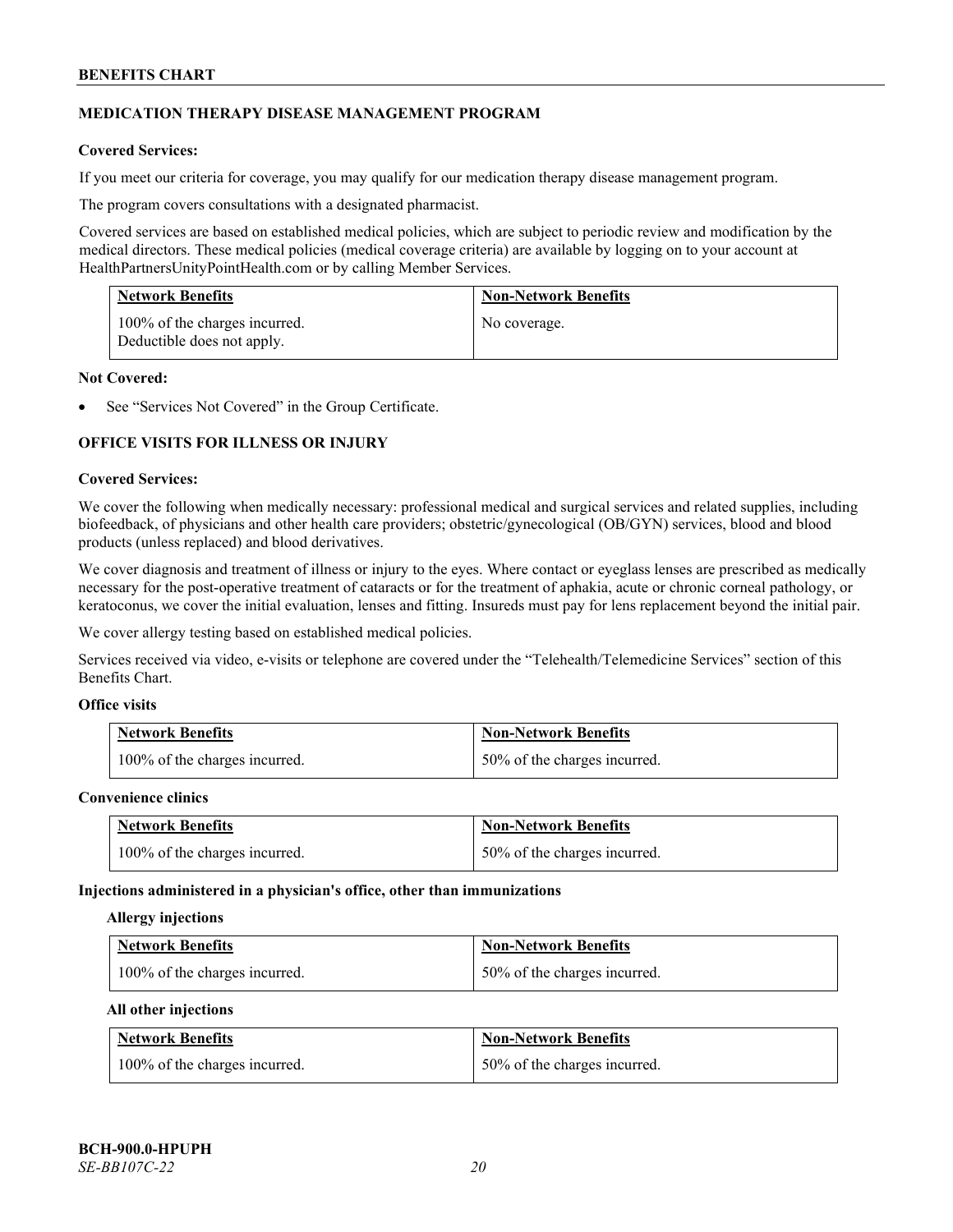## MEDICATION THERAPY DISEASE MANAGEMENT PROGRAM

**Covered Services:**

If you meet our criteria for coverage, you may qualify for our medication therapy disease management program.

The program covers consultations with a designated pharmacist.

Covered services are based on established medical policies, which are subject to periodic review and modification by the medical directors. These medical policies (medical coverage criteria) are available by logging on to your account at HealthPartnersUnityPointHealth.com or by calling Member Services.

| Network Benefits | Non-Network Benefits |
|---|---|
| 100% of the charges incurred. Deductible does not apply. | No coverage. |

**Not Covered:**

- See "Services Not Covered" in the Group Certificate.

## OFFICE VISITS FOR ILLNESS OR INJURY

**Covered Services:**

We cover the following when medically necessary: professional medical and surgical services and related supplies, including biofeedback, of physicians and other health care providers; obstetric/gynecological (OB/GYN) services, blood and blood products (unless replaced) and blood derivatives.

We cover diagnosis and treatment of illness or injury to the eyes. Where contact or eyeglass lenses are prescribed as medically necessary for the post-operative treatment of cataracts or for the treatment of aphakia, acute or chronic corneal pathology, or keratoconus, we cover the initial evaluation, lenses and fitting. Insureds must pay for lens replacement beyond the initial pair.

We cover allergy testing based on established medical policies.

Services received via video, e-visits or telephone are covered under the "Telehealth/Telemedicine Services" section of this Benefits Chart.

**Office visits**

| Network Benefits | Non-Network Benefits |
|---|---|
| 100% of the charges incurred. | 50% of the charges incurred. |

**Convenience clinics**

| Network Benefits | Non-Network Benefits |
|---|---|
| 100% of the charges incurred. | 50% of the charges incurred. |

**Injections administered in a physician's office, other than immunizations**

**Allergy injections**

| Network Benefits | Non-Network Benefits |
|---|---|
| 100% of the charges incurred. | 50% of the charges incurred. |

**All other injections**

| Network Benefits | Non-Network Benefits |
|---|---|
| 100% of the charges incurred. | 50% of the charges incurred. |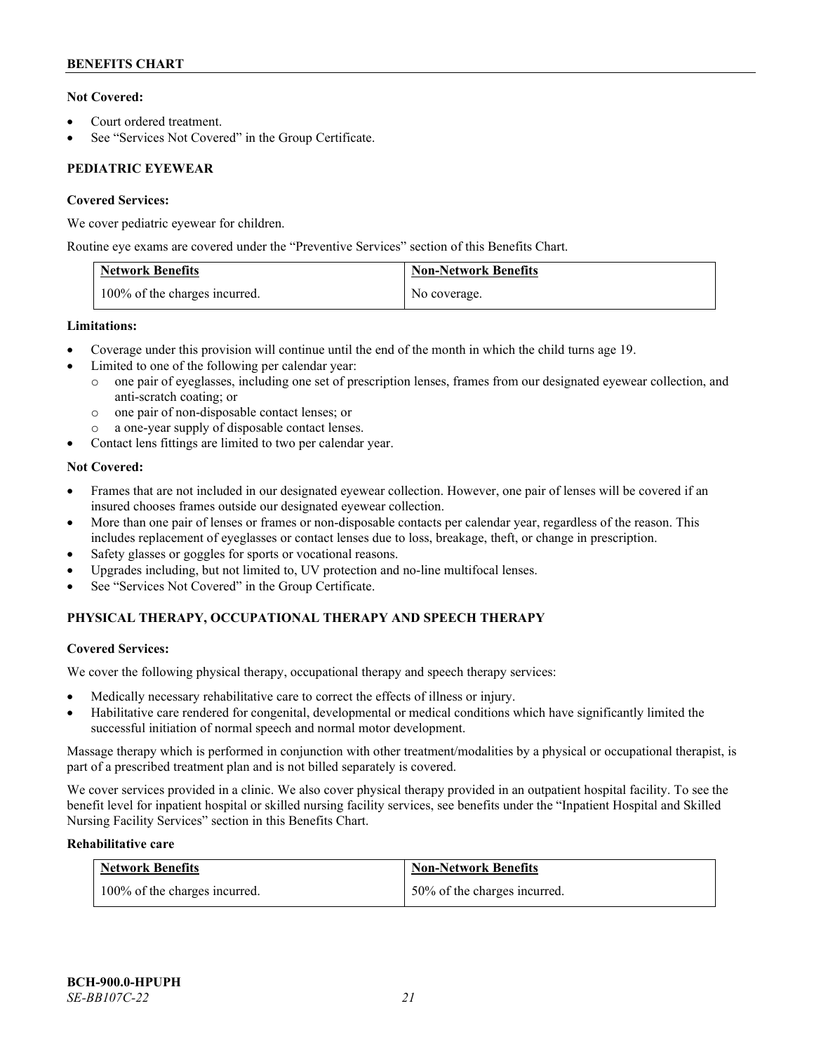**Not Covered:**

- Court ordered treatment.
- See "Services Not Covered" in the Group Certificate.

## PEDIATRIC EYEWEAR

**Covered Services:**

We cover pediatric eyewear for children.

Routine eye exams are covered under the "Preventive Services" section of this Benefits Chart.

| Network Benefits | Non-Network Benefits |
|---|---|
| 100% of the charges incurred. | No coverage. |

**Limitations:**

- Coverage under this provision will continue until the end of the month in which the child turns age 19.
- Limited to one of the following per calendar year:
  - one pair of eyeglasses, including one set of prescription lenses, frames from our designated eyewear collection, and anti-scratch coating; or
  - one pair of non-disposable contact lenses; or
  - a one-year supply of disposable contact lenses.
- Contact lens fittings are limited to two per calendar year.

**Not Covered:**

- Frames that are not included in our designated eyewear collection. However, one pair of lenses will be covered if an insured chooses frames outside our designated eyewear collection.
- More than one pair of lenses or frames or non-disposable contacts per calendar year, regardless of the reason. This includes replacement of eyeglasses or contact lenses due to loss, breakage, theft, or change in prescription.
- Safety glasses or goggles for sports or vocational reasons.
- Upgrades including, but not limited to, UV protection and no-line multifocal lenses.
- See "Services Not Covered" in the Group Certificate.

## PHYSICAL THERAPY, OCCUPATIONAL THERAPY AND SPEECH THERAPY

**Covered Services:**

We cover the following physical therapy, occupational therapy and speech therapy services:

- Medically necessary rehabilitative care to correct the effects of illness or injury.
- Habilitative care rendered for congenital, developmental or medical conditions which have significantly limited the successful initiation of normal speech and normal motor development.

Massage therapy which is performed in conjunction with other treatment/modalities by a physical or occupational therapist, is part of a prescribed treatment plan and is not billed separately is covered.

We cover services provided in a clinic. We also cover physical therapy provided in an outpatient hospital facility. To see the benefit level for inpatient hospital or skilled nursing facility services, see benefits under the "Inpatient Hospital and Skilled Nursing Facility Services" section in this Benefits Chart.

**Rehabilitative care**

| Network Benefits | Non-Network Benefits |
|---|---|
| 100% of the charges incurred. | 50% of the charges incurred. |

BCH-900.0-HPUPH
*SE-BB107C-22*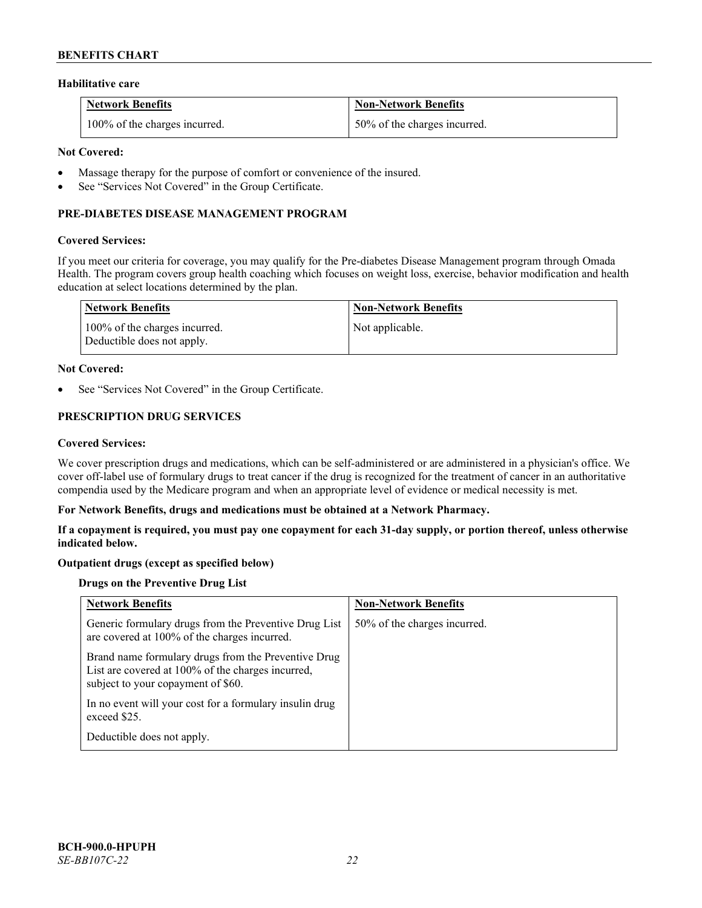### Habilitative care

| Network Benefits | Non-Network Benefits |
|---|---|
| 100% of the charges incurred. | 50% of the charges incurred. |

**Not Covered:**

- Massage therapy for the purpose of comfort or convenience of the insured.
- See "Services Not Covered" in the Group Certificate.

## PRE-DIABETES DISEASE MANAGEMENT PROGRAM

**Covered Services:**

If you meet our criteria for coverage, you may qualify for the Pre-diabetes Disease Management program through Omada Health. The program covers group health coaching which focuses on weight loss, exercise, behavior modification and health education at select locations determined by the plan.

| Network Benefits | Non-Network Benefits |
|---|---|
| 100% of the charges incurred.<br>Deductible does not apply. | Not applicable. |

**Not Covered:**

- See "Services Not Covered" in the Group Certificate.

## PRESCRIPTION DRUG SERVICES

**Covered Services:**

We cover prescription drugs and medications, which can be self-administered or are administered in a physician's office. We cover off-label use of formulary drugs to treat cancer if the drug is recognized for the treatment of cancer in an authoritative compendia used by the Medicare program and when an appropriate level of evidence or medical necessity is met.

**For Network Benefits, drugs and medications must be obtained at a Network Pharmacy.**

**If a copayment is required, you must pay one copayment for each 31-day supply, or portion thereof, unless otherwise indicated below.**

**Outpatient drugs (except as specified below)**

**Drugs on the Preventive Drug List**

| Network Benefits | Non-Network Benefits |
|---|---|
| Generic formulary drugs from the Preventive Drug List are covered at 100% of the charges incurred.<br><br>Brand name formulary drugs from the Preventive Drug List are covered at 100% of the charges incurred, subject to your copayment of $60.<br><br>In no event will your cost for a formulary insulin drug exceed $25.<br><br>Deductible does not apply. | 50% of the charges incurred. |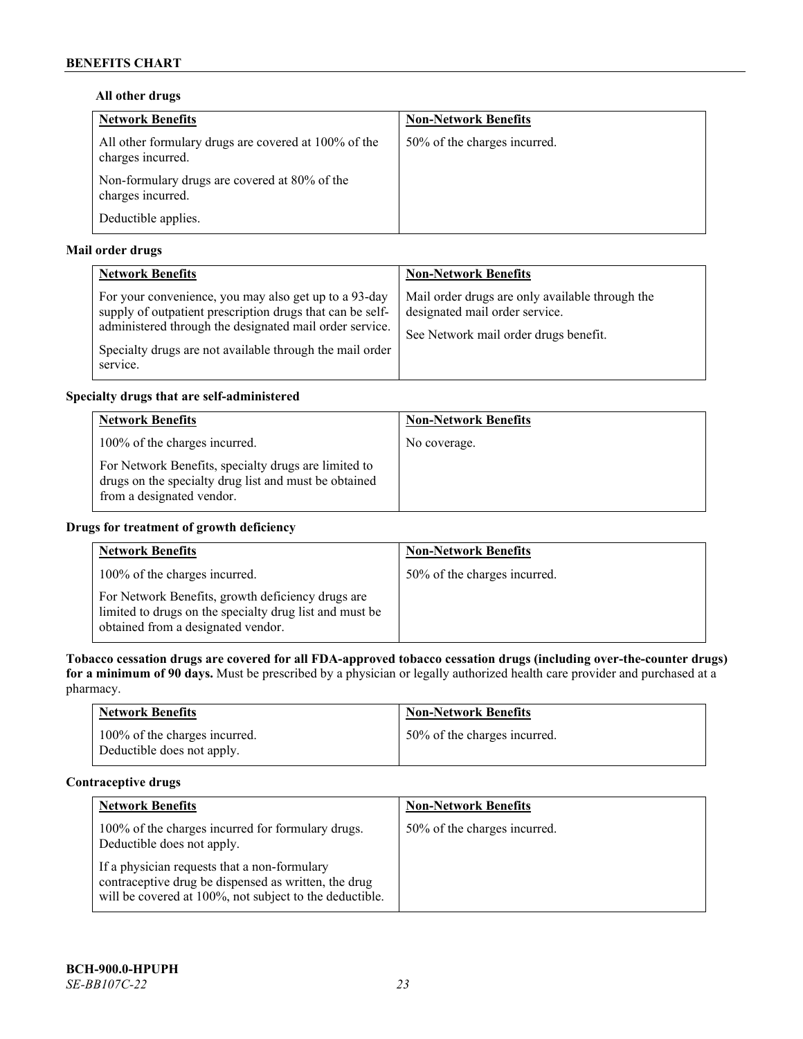**All other drugs**

| Network Benefits | Non-Network Benefits |
|---|---|
| All other formulary drugs are covered at 100% of the charges incurred.<br><br>Non-formulary drugs are covered at 80% of the charges incurred.<br><br>Deductible applies. | 50% of the charges incurred. |

**Mail order drugs**

| Network Benefits | Non-Network Benefits |
|---|---|
| For your convenience, you may also get up to a 93-day supply of outpatient prescription drugs that can be self-administered through the designated mail order service.<br><br>Specialty drugs are not available through the mail order service. | Mail order drugs are only available through the designated mail order service.<br><br>See Network mail order drugs benefit. |

**Specialty drugs that are self-administered**

| Network Benefits | Non-Network Benefits |
|---|---|
| 100% of the charges incurred.<br><br>For Network Benefits, specialty drugs are limited to drugs on the specialty drug list and must be obtained from a designated vendor. | No coverage. |

**Drugs for treatment of growth deficiency**

| Network Benefits | Non-Network Benefits |
|---|---|
| 100% of the charges incurred.<br><br>For Network Benefits, growth deficiency drugs are limited to drugs on the specialty drug list and must be obtained from a designated vendor. | 50% of the charges incurred. |

**Tobacco cessation drugs are covered for all FDA-approved tobacco cessation drugs (including over-the-counter drugs) for a minimum of 90 days.** Must be prescribed by a physician or legally authorized health care provider and purchased at a pharmacy.

| Network Benefits | Non-Network Benefits |
|---|---|
| 100% of the charges incurred.<br>Deductible does not apply. | 50% of the charges incurred. |

**Contraceptive drugs**

| Network Benefits | Non-Network Benefits |
|---|---|
| 100% of the charges incurred for formulary drugs. Deductible does not apply.<br><br>If a physician requests that a non-formulary contraceptive drug be dispensed as written, the drug will be covered at 100%, not subject to the deductible. | 50% of the charges incurred. |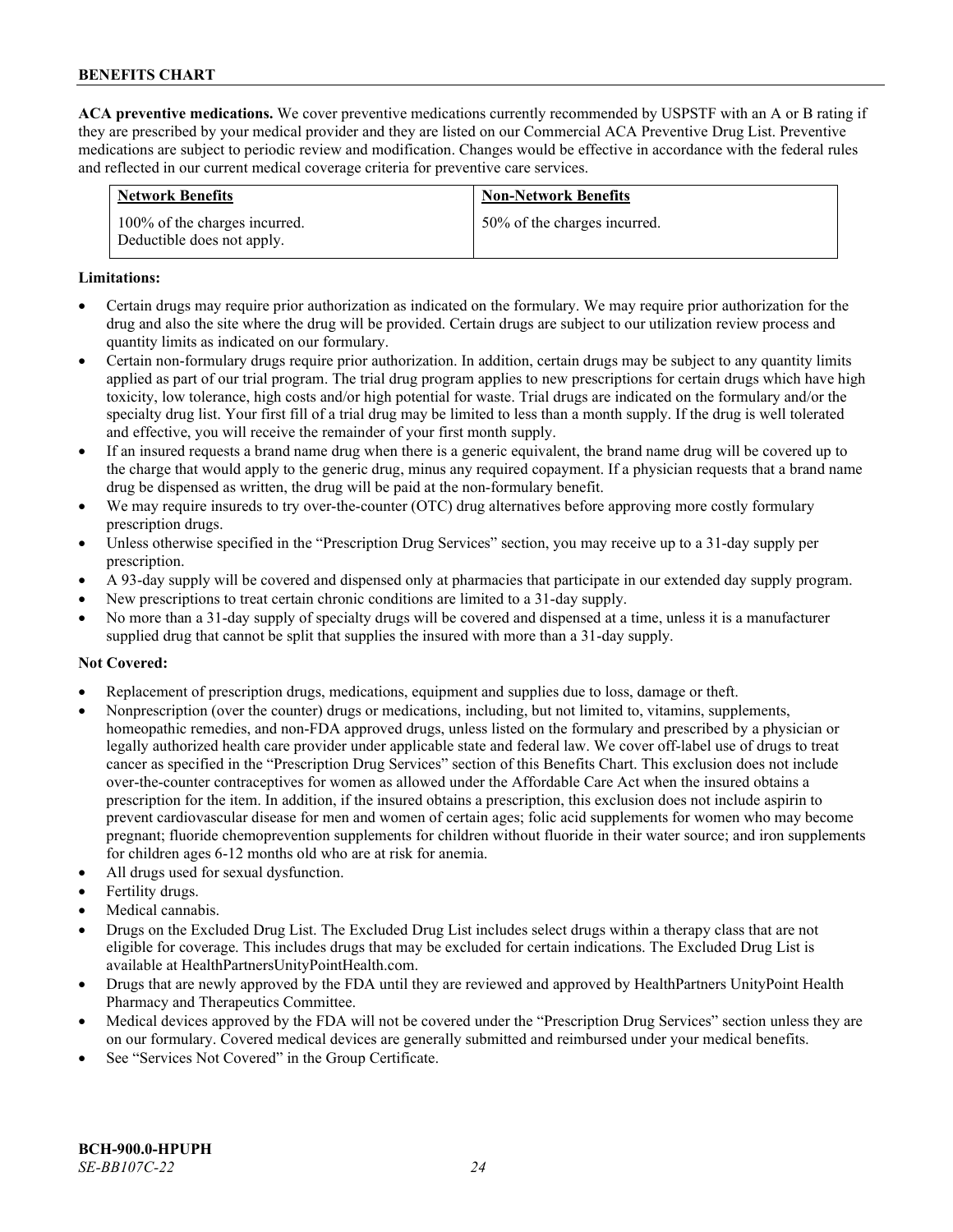**ACA preventive medications.** We cover preventive medications currently recommended by USPSTF with an A or B rating if they are prescribed by your medical provider and they are listed on our Commercial ACA Preventive Drug List. Preventive medications are subject to periodic review and modification. Changes would be effective in accordance with the federal rules and reflected in our current medical coverage criteria for preventive care services.

| Network Benefits | Non-Network Benefits |
| --- | --- |
| 100% of the charges incurred. Deductible does not apply. | 50% of the charges incurred. |

**Limitations:**

- Certain drugs may require prior authorization as indicated on the formulary. We may require prior authorization for the drug and also the site where the drug will be provided. Certain drugs are subject to our utilization review process and quantity limits as indicated on our formulary.
- Certain non-formulary drugs require prior authorization. In addition, certain drugs may be subject to any quantity limits applied as part of our trial program. The trial drug program applies to new prescriptions for certain drugs which have high toxicity, low tolerance, high costs and/or high potential for waste. Trial drugs are indicated on the formulary and/or the specialty drug list. Your first fill of a trial drug may be limited to less than a month supply. If the drug is well tolerated and effective, you will receive the remainder of your first month supply.
- If an insured requests a brand name drug when there is a generic equivalent, the brand name drug will be covered up to the charge that would apply to the generic drug, minus any required copayment. If a physician requests that a brand name drug be dispensed as written, the drug will be paid at the non-formulary benefit.
- We may require insureds to try over-the-counter (OTC) drug alternatives before approving more costly formulary prescription drugs.
- Unless otherwise specified in the "Prescription Drug Services" section, you may receive up to a 31-day supply per prescription.
- A 93-day supply will be covered and dispensed only at pharmacies that participate in our extended day supply program.
- New prescriptions to treat certain chronic conditions are limited to a 31-day supply.
- No more than a 31-day supply of specialty drugs will be covered and dispensed at a time, unless it is a manufacturer supplied drug that cannot be split that supplies the insured with more than a 31-day supply.

**Not Covered:**

- Replacement of prescription drugs, medications, equipment and supplies due to loss, damage or theft.
- Nonprescription (over the counter) drugs or medications, including, but not limited to, vitamins, supplements, homeopathic remedies, and non-FDA approved drugs, unless listed on the formulary and prescribed by a physician or legally authorized health care provider under applicable state and federal law. We cover off-label use of drugs to treat cancer as specified in the "Prescription Drug Services" section of this Benefits Chart. This exclusion does not include over-the-counter contraceptives for women as allowed under the Affordable Care Act when the insured obtains a prescription for the item. In addition, if the insured obtains a prescription, this exclusion does not include aspirin to prevent cardiovascular disease for men and women of certain ages; folic acid supplements for women who may become pregnant; fluoride chemoprevention supplements for children without fluoride in their water source; and iron supplements for children ages 6-12 months old who are at risk for anemia.
- All drugs used for sexual dysfunction.
- Fertility drugs.
- Medical cannabis.
- Drugs on the Excluded Drug List. The Excluded Drug List includes select drugs within a therapy class that are not eligible for coverage. This includes drugs that may be excluded for certain indications. The Excluded Drug List is available at HealthPartnersUnityPointHealth.com.
- Drugs that are newly approved by the FDA until they are reviewed and approved by HealthPartners UnityPoint Health Pharmacy and Therapeutics Committee.
- Medical devices approved by the FDA will not be covered under the "Prescription Drug Services" section unless they are on our formulary. Covered medical devices are generally submitted and reimbursed under your medical benefits.
- See "Services Not Covered" in the Group Certificate.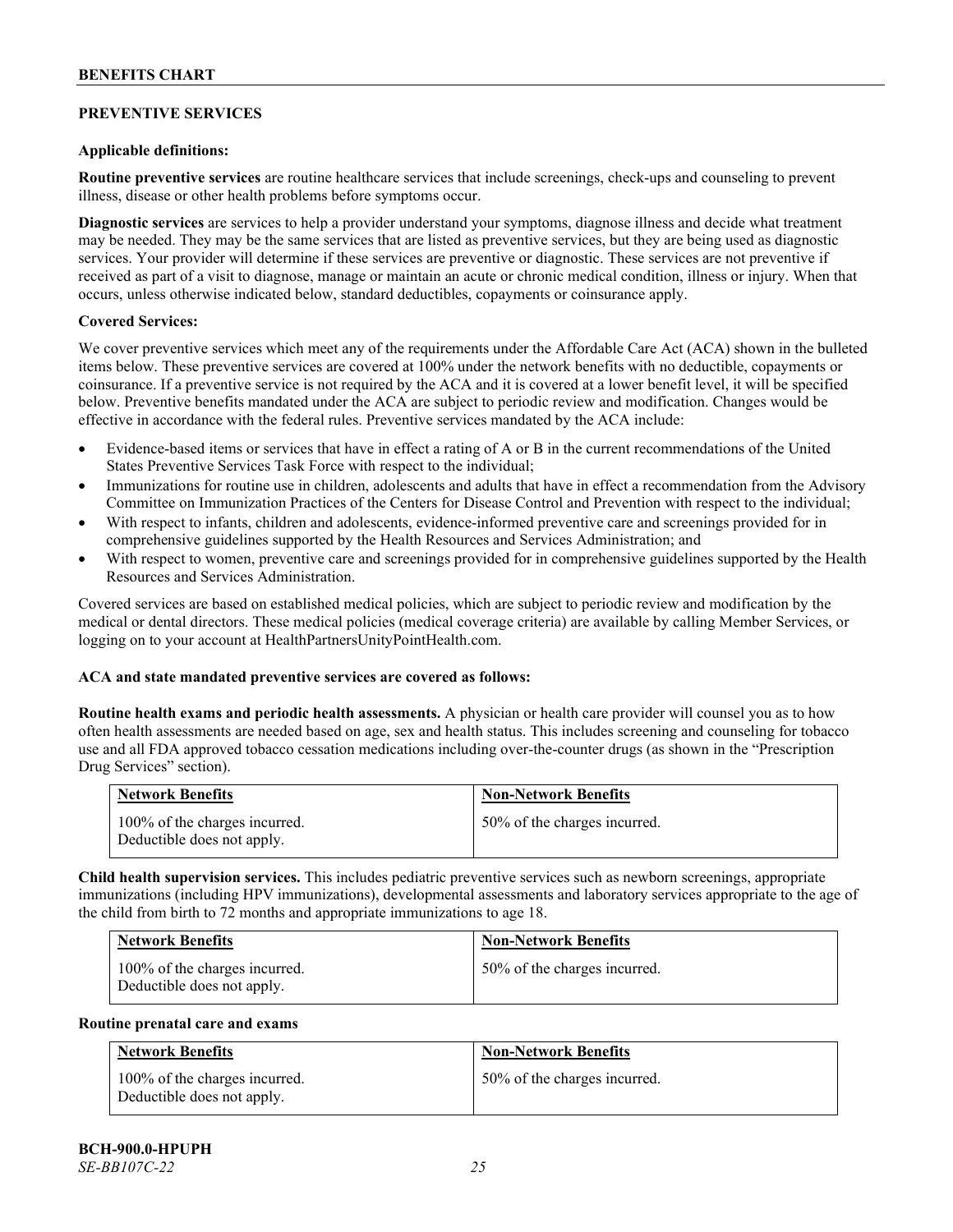## PREVENTIVE SERVICES

**Applicable definitions:**

**Routine preventive services** are routine healthcare services that include screenings, check-ups and counseling to prevent illness, disease or other health problems before symptoms occur.

**Diagnostic services** are services to help a provider understand your symptoms, diagnose illness and decide what treatment may be needed. They may be the same services that are listed as preventive services, but they are being used as diagnostic services. Your provider will determine if these services are preventive or diagnostic. These services are not preventive if received as part of a visit to diagnose, manage or maintain an acute or chronic medical condition, illness or injury. When that occurs, unless otherwise indicated below, standard deductibles, copayments or coinsurance apply.

**Covered Services:**

We cover preventive services which meet any of the requirements under the Affordable Care Act (ACA) shown in the bulleted items below. These preventive services are covered at 100% under the network benefits with no deductible, copayments or coinsurance. If a preventive service is not required by the ACA and it is covered at a lower benefit level, it will be specified below. Preventive benefits mandated under the ACA are subject to periodic review and modification. Changes would be effective in accordance with the federal rules. Preventive services mandated by the ACA include:

- Evidence-based items or services that have in effect a rating of A or B in the current recommendations of the United States Preventive Services Task Force with respect to the individual;
- Immunizations for routine use in children, adolescents and adults that have in effect a recommendation from the Advisory Committee on Immunization Practices of the Centers for Disease Control and Prevention with respect to the individual;
- With respect to infants, children and adolescents, evidence-informed preventive care and screenings provided for in comprehensive guidelines supported by the Health Resources and Services Administration; and
- With respect to women, preventive care and screenings provided for in comprehensive guidelines supported by the Health Resources and Services Administration.

Covered services are based on established medical policies, which are subject to periodic review and modification by the medical or dental directors. These medical policies (medical coverage criteria) are available by calling Member Services, or logging on to your account at HealthPartnersUnityPointHealth.com.

**ACA and state mandated preventive services are covered as follows:**

**Routine health exams and periodic health assessments.** A physician or health care provider will counsel you as to how often health assessments are needed based on age, sex and health status. This includes screening and counseling for tobacco use and all FDA approved tobacco cessation medications including over-the-counter drugs (as shown in the "Prescription Drug Services" section).

| Network Benefits | Non-Network Benefits |
|---|---|
| 100% of the charges incurred. Deductible does not apply. | 50% of the charges incurred. |

**Child health supervision services.** This includes pediatric preventive services such as newborn screenings, appropriate immunizations (including HPV immunizations), developmental assessments and laboratory services appropriate to the age of the child from birth to 72 months and appropriate immunizations to age 18.

| Network Benefits | Non-Network Benefits |
|---|---|
| 100% of the charges incurred. Deductible does not apply. | 50% of the charges incurred. |

**Routine prenatal care and exams**

| Network Benefits | Non-Network Benefits |
|---|---|
| 100% of the charges incurred. Deductible does not apply. | 50% of the charges incurred. |

**BCH-900.0-HPUPH**
*SE-BB107C-22*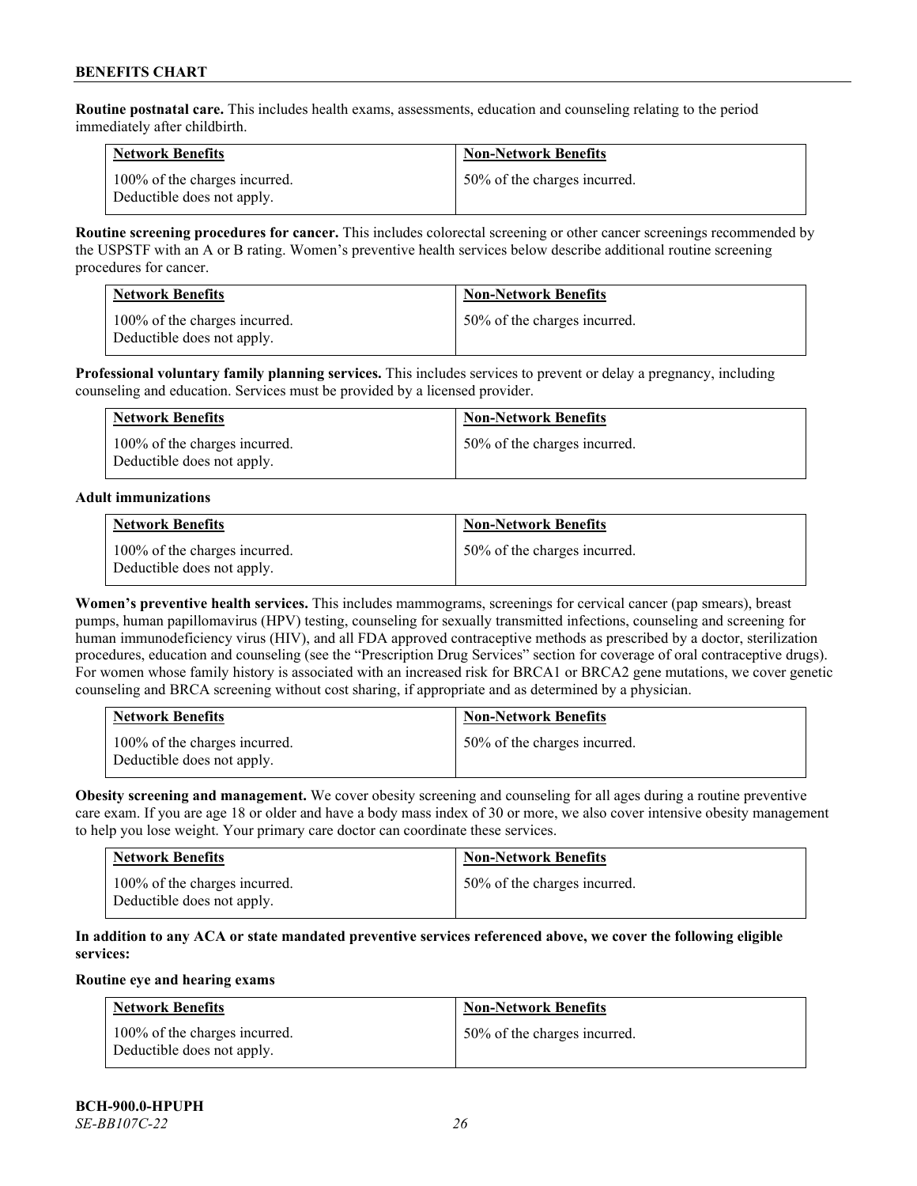**Routine postnatal care.** This includes health exams, assessments, education and counseling relating to the period immediately after childbirth.

| Network Benefits | Non-Network Benefits |
|---|---|
| 100% of the charges incurred. Deductible does not apply. | 50% of the charges incurred. |

**Routine screening procedures for cancer.** This includes colorectal screening or other cancer screenings recommended by the USPSTF with an A or B rating. Women's preventive health services below describe additional routine screening procedures for cancer.

| Network Benefits | Non-Network Benefits |
|---|---|
| 100% of the charges incurred. Deductible does not apply. | 50% of the charges incurred. |

**Professional voluntary family planning services.** This includes services to prevent or delay a pregnancy, including counseling and education. Services must be provided by a licensed provider.

| Network Benefits | Non-Network Benefits |
|---|---|
| 100% of the charges incurred. Deductible does not apply. | 50% of the charges incurred. |

**Adult immunizations**

| Network Benefits | Non-Network Benefits |
|---|---|
| 100% of the charges incurred. Deductible does not apply. | 50% of the charges incurred. |

**Women's preventive health services.** This includes mammograms, screenings for cervical cancer (pap smears), breast pumps, human papillomavirus (HPV) testing, counseling for sexually transmitted infections, counseling and screening for human immunodeficiency virus (HIV), and all FDA approved contraceptive methods as prescribed by a doctor, sterilization procedures, education and counseling (see the "Prescription Drug Services" section for coverage of oral contraceptive drugs). For women whose family history is associated with an increased risk for BRCA1 or BRCA2 gene mutations, we cover genetic counseling and BRCA screening without cost sharing, if appropriate and as determined by a physician.

| Network Benefits | Non-Network Benefits |
|---|---|
| 100% of the charges incurred. Deductible does not apply. | 50% of the charges incurred. |

**Obesity screening and management.** We cover obesity screening and counseling for all ages during a routine preventive care exam. If you are age 18 or older and have a body mass index of 30 or more, we also cover intensive obesity management to help you lose weight. Your primary care doctor can coordinate these services.

| Network Benefits | Non-Network Benefits |
|---|---|
| 100% of the charges incurred. Deductible does not apply. | 50% of the charges incurred. |

**In addition to any ACA or state mandated preventive services referenced above, we cover the following eligible services:**

**Routine eye and hearing exams**

| Network Benefits | Non-Network Benefits |
|---|---|
| 100% of the charges incurred. Deductible does not apply. | 50% of the charges incurred. |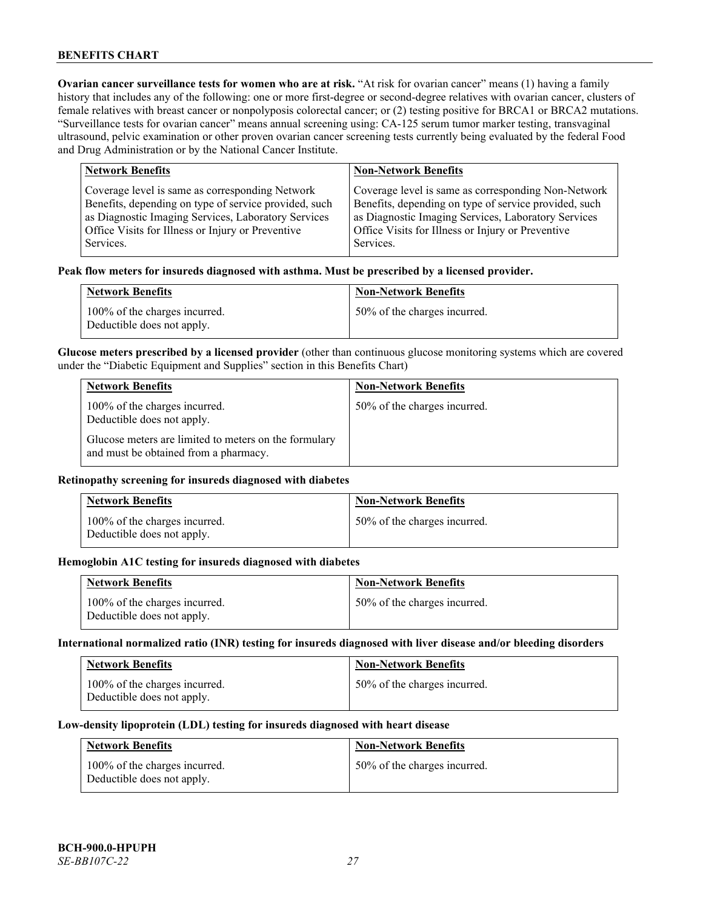**Ovarian cancer surveillance tests for women who are at risk.** "At risk for ovarian cancer" means (1) having a family history that includes any of the following: one or more first-degree or second-degree relatives with ovarian cancer, clusters of female relatives with breast cancer or nonpolyposis colorectal cancer; or (2) testing positive for BRCA1 or BRCA2 mutations. "Surveillance tests for ovarian cancer" means annual screening using: CA-125 serum tumor marker testing, transvaginal ultrasound, pelvic examination or other proven ovarian cancer screening tests currently being evaluated by the federal Food and Drug Administration or by the National Cancer Institute.

| Network Benefits | Non-Network Benefits |
| --- | --- |
| Coverage level is same as corresponding Network Benefits, depending on type of service provided, such as Diagnostic Imaging Services, Laboratory Services Office Visits for Illness or Injury or Preventive Services. | Coverage level is same as corresponding Non-Network Benefits, depending on type of service provided, such as Diagnostic Imaging Services, Laboratory Services Office Visits for Illness or Injury or Preventive Services. |

**Peak flow meters for insureds diagnosed with asthma. Must be prescribed by a licensed provider.**

| Network Benefits | Non-Network Benefits |
| --- | --- |
| 100% of the charges incurred. Deductible does not apply. | 50% of the charges incurred. |

**Glucose meters prescribed by a licensed provider** (other than continuous glucose monitoring systems which are covered under the "Diabetic Equipment and Supplies" section in this Benefits Chart)

| Network Benefits | Non-Network Benefits |
| --- | --- |
| 100% of the charges incurred. Deductible does not apply.<br><br>Glucose meters are limited to meters on the formulary and must be obtained from a pharmacy. | 50% of the charges incurred. |

**Retinopathy screening for insureds diagnosed with diabetes**

| Network Benefits | Non-Network Benefits |
| --- | --- |
| 100% of the charges incurred. Deductible does not apply. | 50% of the charges incurred. |

**Hemoglobin A1C testing for insureds diagnosed with diabetes**

| Network Benefits | Non-Network Benefits |
| --- | --- |
| 100% of the charges incurred. Deductible does not apply. | 50% of the charges incurred. |

**International normalized ratio (INR) testing for insureds diagnosed with liver disease and/or bleeding disorders**

| Network Benefits | Non-Network Benefits |
| --- | --- |
| 100% of the charges incurred. Deductible does not apply. | 50% of the charges incurred. |

**Low-density lipoprotein (LDL) testing for insureds diagnosed with heart disease**

| Network Benefits | Non-Network Benefits |
| --- | --- |
| 100% of the charges incurred. Deductible does not apply. | 50% of the charges incurred. |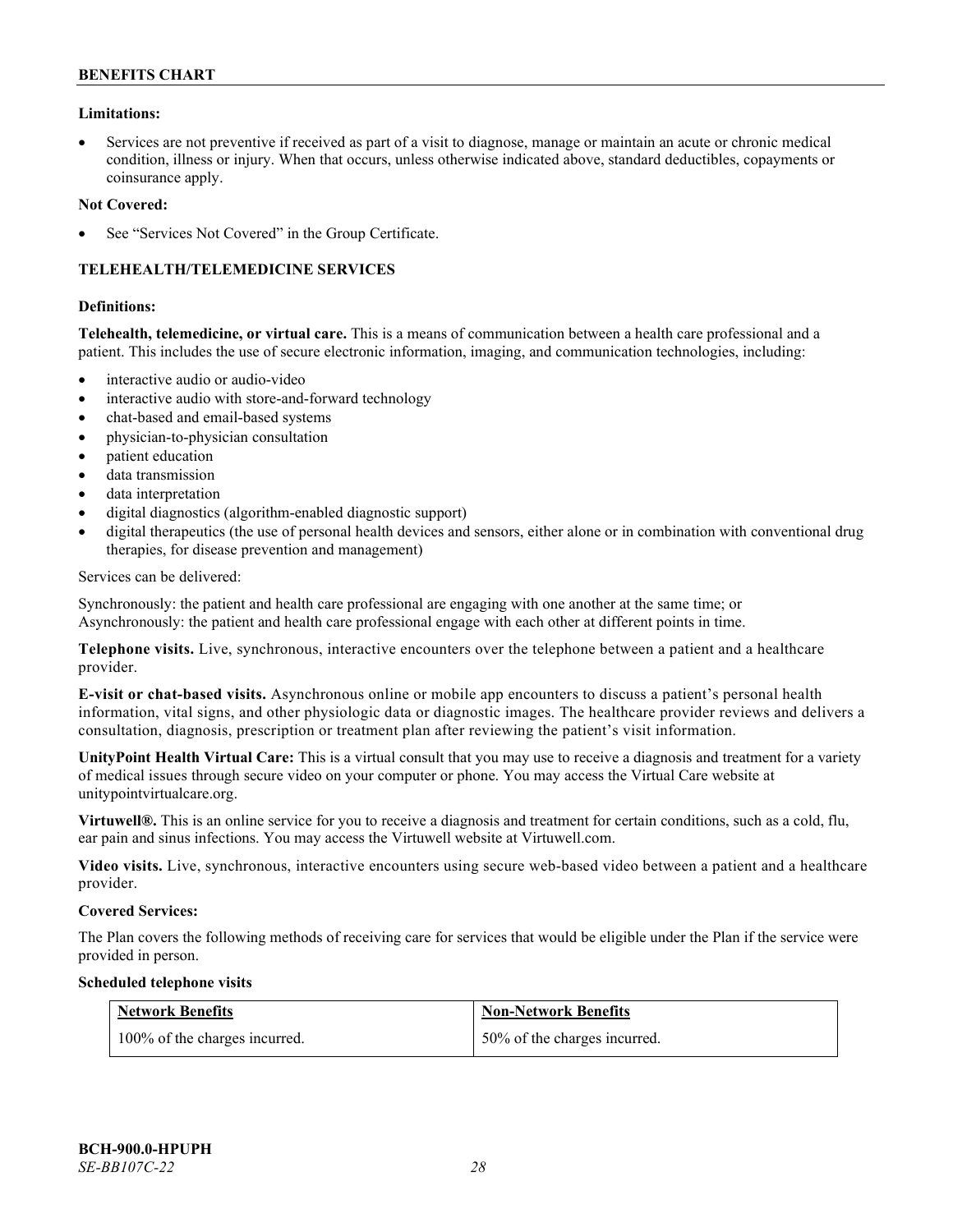**Limitations:**

- Services are not preventive if received as part of a visit to diagnose, manage or maintain an acute or chronic medical condition, illness or injury. When that occurs, unless otherwise indicated above, standard deductibles, copayments or coinsurance apply.

**Not Covered:**

- See "Services Not Covered" in the Group Certificate.

## TELEHEALTH/TELEMEDICINE SERVICES

**Definitions:**

**Telehealth, telemedicine, or virtual care.** This is a means of communication between a health care professional and a patient. This includes the use of secure electronic information, imaging, and communication technologies, including:

- interactive audio or audio-video
- interactive audio with store-and-forward technology
- chat-based and email-based systems
- physician-to-physician consultation
- patient education
- data transmission
- data interpretation
- digital diagnostics (algorithm-enabled diagnostic support)
- digital therapeutics (the use of personal health devices and sensors, either alone or in combination with conventional drug therapies, for disease prevention and management)

Services can be delivered:

Synchronously: the patient and health care professional are engaging with one another at the same time; or
Asynchronously: the patient and health care professional engage with each other at different points in time.

**Telephone visits.** Live, synchronous, interactive encounters over the telephone between a patient and a healthcare provider.

**E-visit or chat-based visits.** Asynchronous online or mobile app encounters to discuss a patient's personal health information, vital signs, and other physiologic data or diagnostic images. The healthcare provider reviews and delivers a consultation, diagnosis, prescription or treatment plan after reviewing the patient's visit information.

**UnityPoint Health Virtual Care:** This is a virtual consult that you may use to receive a diagnosis and treatment for a variety of medical issues through secure video on your computer or phone. You may access the Virtual Care website at unitypointvirtualcare.org.

**Virtuwell®.** This is an online service for you to receive a diagnosis and treatment for certain conditions, such as a cold, flu, ear pain and sinus infections. You may access the Virtuwell website at Virtuwell.com.

**Video visits.** Live, synchronous, interactive encounters using secure web-based video between a patient and a healthcare provider.

**Covered Services:**

The Plan covers the following methods of receiving care for services that would be eligible under the Plan if the service were provided in person.

**Scheduled telephone visits**

| Network Benefits | Non-Network Benefits |
|---|---|
| 100% of the charges incurred. | 50% of the charges incurred. |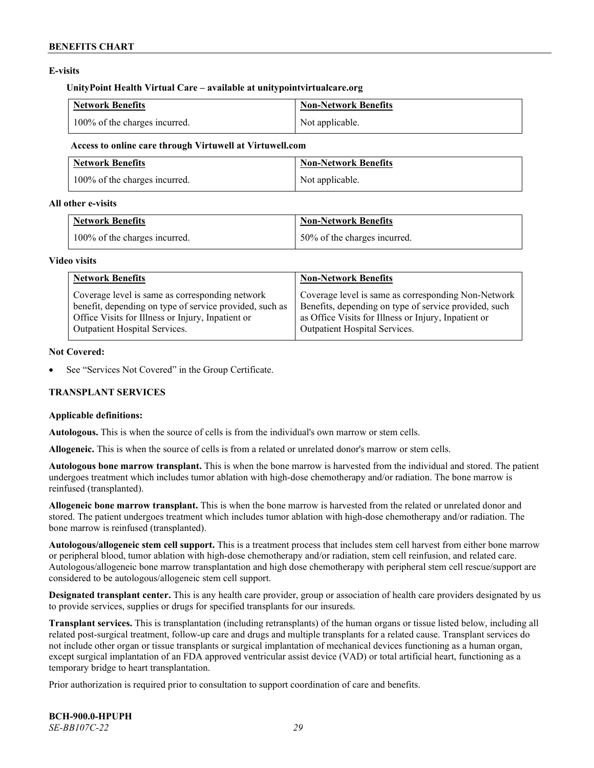**E-visits**

**UnityPoint Health Virtual Care – available at unitypointvirtualcare.org**

| Network Benefits | Non-Network Benefits |
|---|---|
| 100% of the charges incurred. | Not applicable. |

**Access to online care through Virtuwell at Virtuwell.com**

| Network Benefits | Non-Network Benefits |
|---|---|
| 100% of the charges incurred. | Not applicable. |

**All other e-visits**

| Network Benefits | Non-Network Benefits |
|---|---|
| 100% of the charges incurred. | 50% of the charges incurred. |

**Video visits**

| Network Benefits | Non-Network Benefits |
|---|---|
| Coverage level is same as corresponding network benefit, depending on type of service provided, such as Office Visits for Illness or Injury, Inpatient or Outpatient Hospital Services. | Coverage level is same as corresponding Non-Network Benefits, depending on type of service provided, such as Office Visits for Illness or Injury, Inpatient or Outpatient Hospital Services. |

**Not Covered:**

- See "Services Not Covered" in the Group Certificate.

## TRANSPLANT SERVICES

**Applicable definitions:**

**Autologous.** This is when the source of cells is from the individual's own marrow or stem cells.

**Allogeneic.** This is when the source of cells is from a related or unrelated donor's marrow or stem cells.

**Autologous bone marrow transplant.** This is when the bone marrow is harvested from the individual and stored. The patient undergoes treatment which includes tumor ablation with high-dose chemotherapy and/or radiation. The bone marrow is reinfused (transplanted).

**Allogeneic bone marrow transplant.** This is when the bone marrow is harvested from the related or unrelated donor and stored. The patient undergoes treatment which includes tumor ablation with high-dose chemotherapy and/or radiation. The bone marrow is reinfused (transplanted).

**Autologous/allogeneic stem cell support.** This is a treatment process that includes stem cell harvest from either bone marrow or peripheral blood, tumor ablation with high-dose chemotherapy and/or radiation, stem cell reinfusion, and related care. Autologous/allogeneic bone marrow transplantation and high dose chemotherapy with peripheral stem cell rescue/support are considered to be autologous/allogeneic stem cell support.

**Designated transplant center.** This is any health care provider, group or association of health care providers designated by us to provide services, supplies or drugs for specified transplants for our insureds.

**Transplant services.** This is transplantation (including retransplants) of the human organs or tissue listed below, including all related post-surgical treatment, follow-up care and drugs and multiple transplants for a related cause. Transplant services do not include other organ or tissue transplants or surgical implantation of mechanical devices functioning as a human organ, except surgical implantation of an FDA approved ventricular assist device (VAD) or total artificial heart, functioning as a temporary bridge to heart transplantation.

Prior authorization is required prior to consultation to support coordination of care and benefits.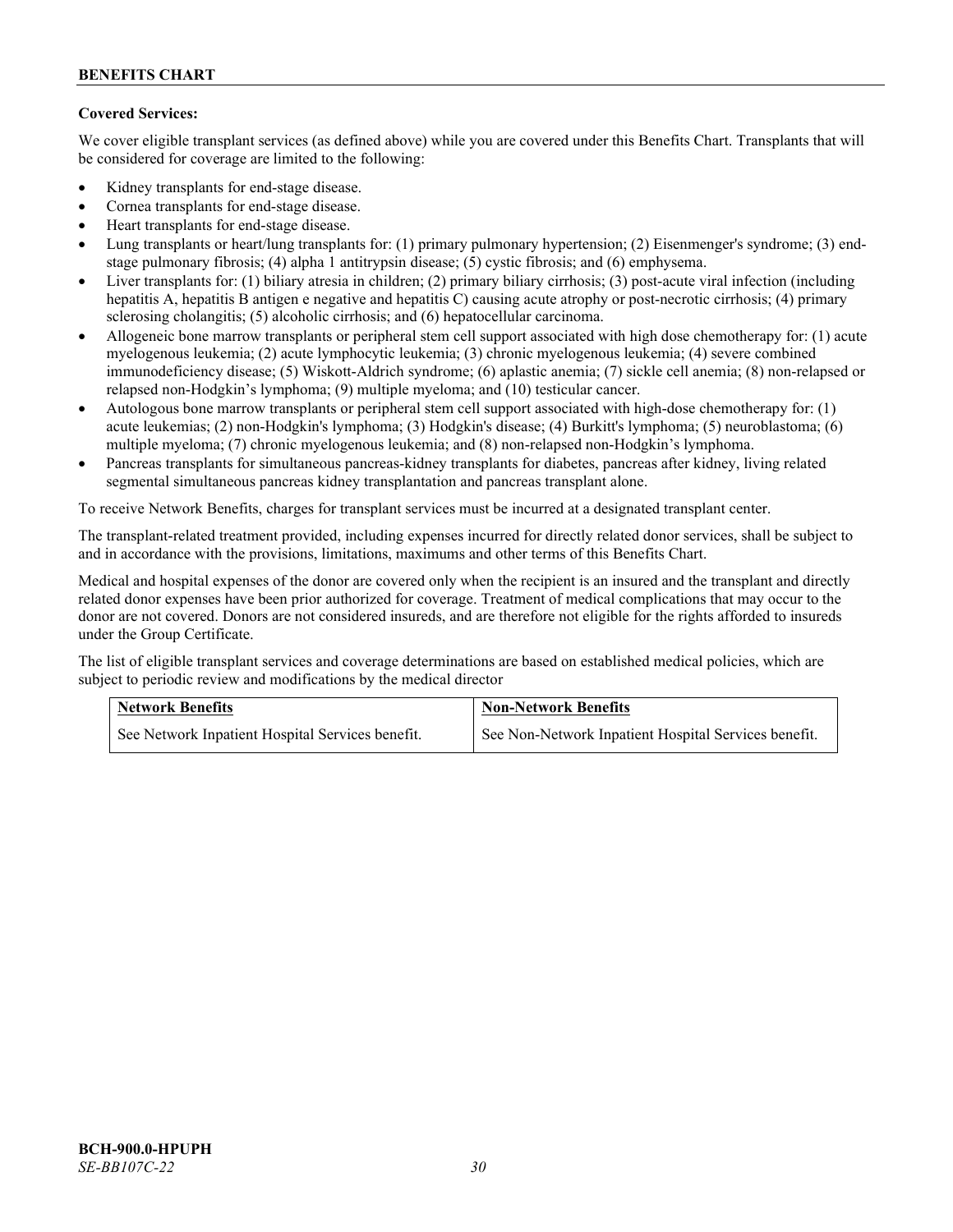**Covered Services:**

We cover eligible transplant services (as defined above) while you are covered under this Benefits Chart. Transplants that will be considered for coverage are limited to the following:

- Kidney transplants for end-stage disease.
- Cornea transplants for end-stage disease.
- Heart transplants for end-stage disease.
- Lung transplants or heart/lung transplants for: (1) primary pulmonary hypertension; (2) Eisenmenger's syndrome; (3) end-stage pulmonary fibrosis; (4) alpha 1 antitrypsin disease; (5) cystic fibrosis; and (6) emphysema.
- Liver transplants for: (1) biliary atresia in children; (2) primary biliary cirrhosis; (3) post-acute viral infection (including hepatitis A, hepatitis B antigen e negative and hepatitis C) causing acute atrophy or post-necrotic cirrhosis; (4) primary sclerosing cholangitis; (5) alcoholic cirrhosis; and (6) hepatocellular carcinoma.
- Allogeneic bone marrow transplants or peripheral stem cell support associated with high dose chemotherapy for: (1) acute myelogenous leukemia; (2) acute lymphocytic leukemia; (3) chronic myelogenous leukemia; (4) severe combined immunodeficiency disease; (5) Wiskott-Aldrich syndrome; (6) aplastic anemia; (7) sickle cell anemia; (8) non-relapsed or relapsed non-Hodgkin's lymphoma; (9) multiple myeloma; and (10) testicular cancer.
- Autologous bone marrow transplants or peripheral stem cell support associated with high-dose chemotherapy for: (1) acute leukemias; (2) non-Hodgkin's lymphoma; (3) Hodgkin's disease; (4) Burkitt's lymphoma; (5) neuroblastoma; (6) multiple myeloma; (7) chronic myelogenous leukemia; and (8) non-relapsed non-Hodgkin's lymphoma.
- Pancreas transplants for simultaneous pancreas-kidney transplants for diabetes, pancreas after kidney, living related segmental simultaneous pancreas kidney transplantation and pancreas transplant alone.

To receive Network Benefits, charges for transplant services must be incurred at a designated transplant center.

The transplant-related treatment provided, including expenses incurred for directly related donor services, shall be subject to and in accordance with the provisions, limitations, maximums and other terms of this Benefits Chart.

Medical and hospital expenses of the donor are covered only when the recipient is an insured and the transplant and directly related donor expenses have been prior authorized for coverage. Treatment of medical complications that may occur to the donor are not covered. Donors are not considered insureds, and are therefore not eligible for the rights afforded to insureds under the Group Certificate.

The list of eligible transplant services and coverage determinations are based on established medical policies, which are subject to periodic review and modifications by the medical director

| Network Benefits | Non-Network Benefits |
|---|---|
| See Network Inpatient Hospital Services benefit. | See Non-Network Inpatient Hospital Services benefit. |

BCH-900.0-HPUPH
*SE-BB107C-22*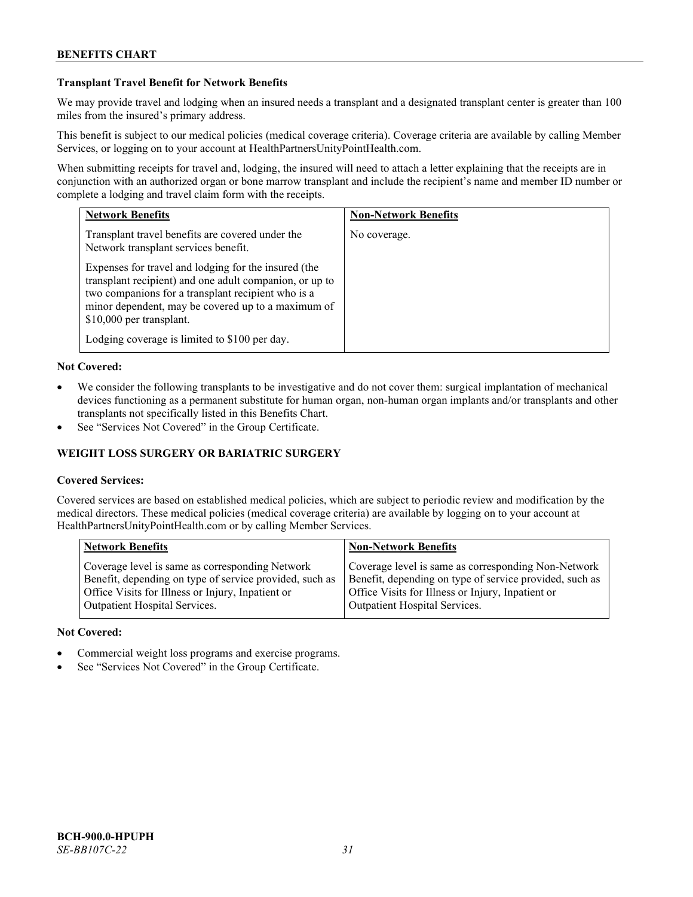### Transplant Travel Benefit for Network Benefits

We may provide travel and lodging when an insured needs a transplant and a designated transplant center is greater than 100 miles from the insured's primary address.

This benefit is subject to our medical policies (medical coverage criteria). Coverage criteria are available by calling Member Services, or logging on to your account at HealthPartnersUnityPointHealth.com.

When submitting receipts for travel and, lodging, the insured will need to attach a letter explaining that the receipts are in conjunction with an authorized organ or bone marrow transplant and include the recipient's name and member ID number or complete a lodging and travel claim form with the receipts.

| Network Benefits | Non-Network Benefits |
|---|---|
| Transplant travel benefits are covered under the Network transplant services benefit.<br><br>Expenses for travel and lodging for the insured (the transplant recipient) and one adult companion, or up to two companions for a transplant recipient who is a minor dependent, may be covered up to a maximum of $10,000 per transplant.<br><br>Lodging coverage is limited to $100 per day. | No coverage. |

**Not Covered:**

- We consider the following transplants to be investigative and do not cover them: surgical implantation of mechanical devices functioning as a permanent substitute for human organ, non-human organ implants and/or transplants and other transplants not specifically listed in this Benefits Chart.
- See "Services Not Covered" in the Group Certificate.

## WEIGHT LOSS SURGERY OR BARIATRIC SURGERY

**Covered Services:**

Covered services are based on established medical policies, which are subject to periodic review and modification by the medical directors. These medical policies (medical coverage criteria) are available by logging on to your account at HealthPartnersUnityPointHealth.com or by calling Member Services.

| Network Benefits | Non-Network Benefits |
|---|---|
| Coverage level is same as corresponding Network Benefit, depending on type of service provided, such as Office Visits for Illness or Injury, Inpatient or Outpatient Hospital Services. | Coverage level is same as corresponding Non-Network Benefit, depending on type of service provided, such as Office Visits for Illness or Injury, Inpatient or Outpatient Hospital Services. |

**Not Covered:**

- Commercial weight loss programs and exercise programs.
- See "Services Not Covered" in the Group Certificate.